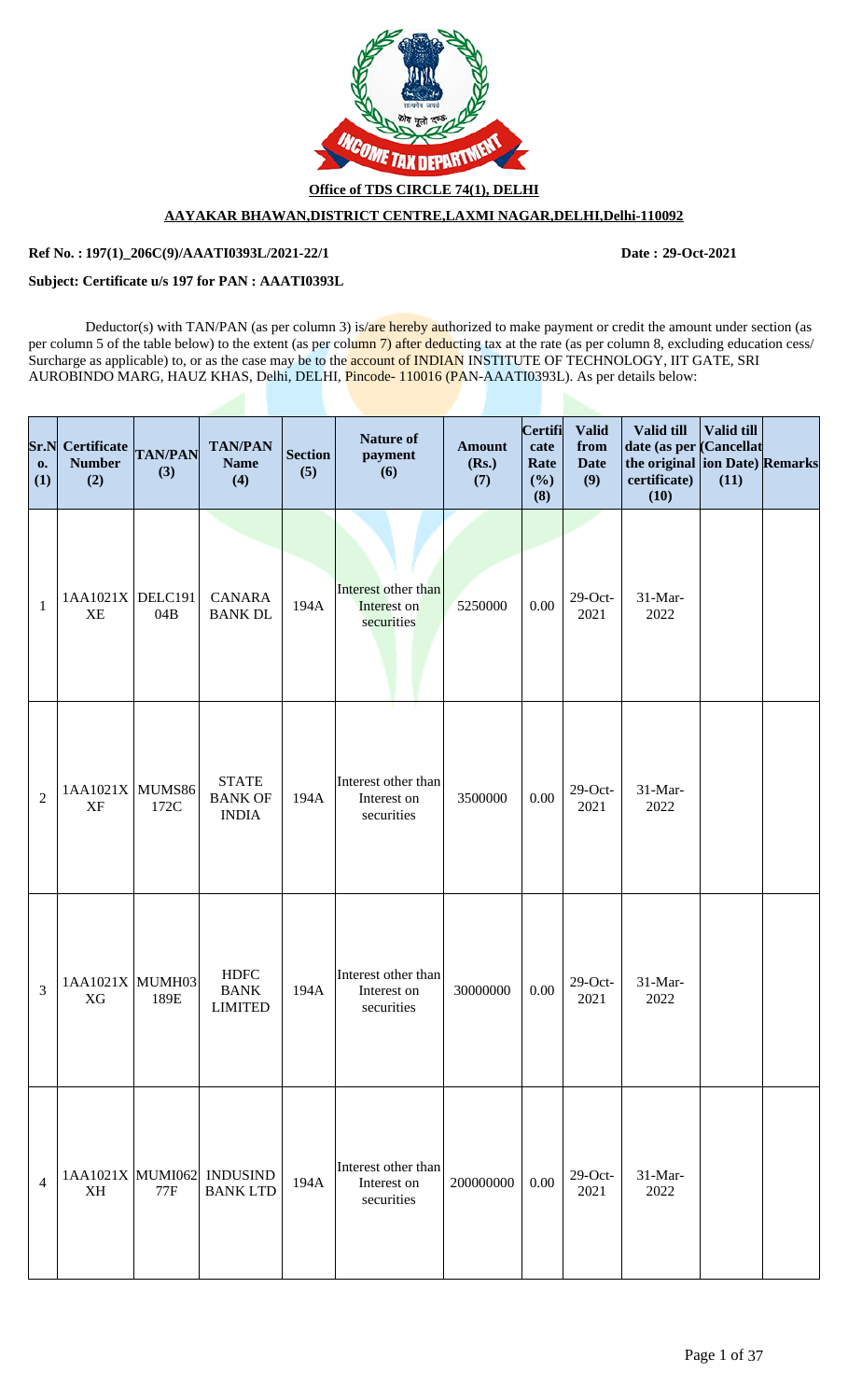**Office of TDS CIRCLE 74(1), DELHI**

**AAYAKAR BHAWAN,DISTRICT CENTRE,LAXMI NAGAR,DELHI,Delhi-110092**

**Ref No. : 197(1)_206C(9)/AAATI0393L/2021-22/1** **Date : 29-Oct-2021**

**Subject: Certificate u/s 197 for PAN : AAATI0393L**

Deductor(s) with TAN/PAN (as per column 3) is/are hereby authorized to make payment or credit the amount under section (as per column 5 of the table below) to the extent (as per column 7) after deducting tax at the rate (as per column 8, excluding education cess/ Surcharge as applicable) to, or as the case may be to the account of INDIAN INSTITUTE OF TECHNOLOGY, IIT GATE, SRI AUROBINDO MARG, HAUZ KHAS, Delhi, DELHI, Pincode- 110016 (PAN-AAATI0393L). As per details below:

| Sr.No. (1) | Certificate Number (2) | TAN/PAN (3) | TAN/PAN Name (4) | Section (5) | Nature of payment (6) | Amount (Rs.) (7) | Certificate Rate (%) (8) | Valid from Date (9) | Valid till date (as per the original certificate) (10) | Valid till (Cancellation Date) (11) | Remarks |
|---|---|---|---|---|---|---|---|---|---|---|---|
| 1 | 1AA1021XXE | DELC19104B | CANARA BANK DL | 194A | Interest other than Interest on securities | 5250000 | 0.00 | 29-Oct-2021 | 31-Mar-2022 | | |
| 2 | 1AA1021XXF | MUMS86172C | STATE BANK OF INDIA | 194A | Interest other than Interest on securities | 3500000 | 0.00 | 29-Oct-2021 | 31-Mar-2022 | | |
| 3 | 1AA1021XXG | MUMH03189E | HDFC BANK LIMITED | 194A | Interest other than Interest on securities | 30000000 | 0.00 | 29-Oct-2021 | 31-Mar-2022 | | |
| 4 | 1AA1021XXH | MUMI06277F | INDUSIND BANK LTD | 194A | Interest other than Interest on securities | 200000000 | 0.00 | 29-Oct-2021 | 31-Mar-2022 | | |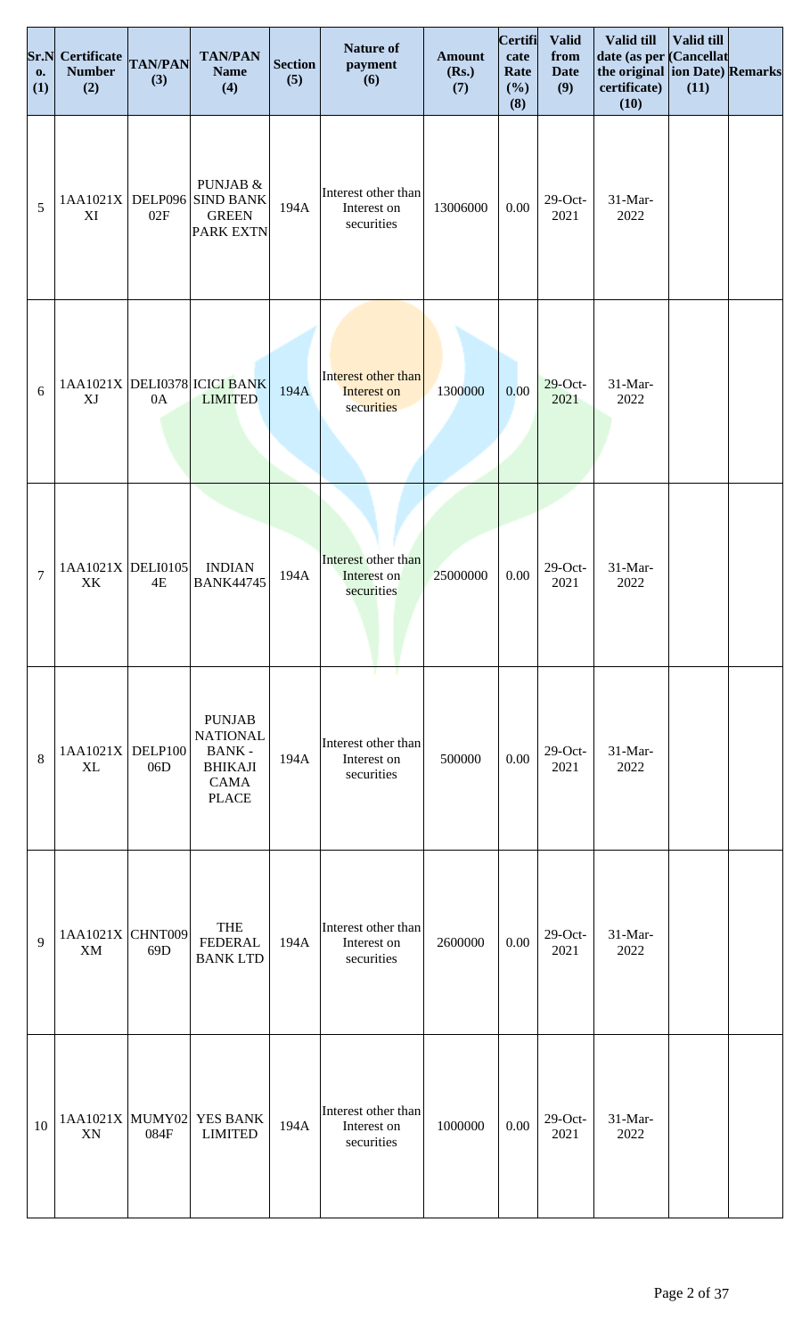| Sr.No. (1) | Certificate Number (2) | TAN/PAN (3) | TAN/PAN Name (4) | Section (5) | Nature of payment (6) | Amount (Rs.) (7) | Certificate Rate (%) (8) | Valid from Date (9) | Valid till date (as per the original certificate) (10) | Valid till (Cancellation Date) (11) | Remarks |
|---|---|---|---|---|---|---|---|---|---|---|---|
| 5 | 1AA1021XXI | DELP09602F | PUNJAB & SIND BANK GREEN PARK EXTN | 194A | Interest other than Interest on securities | 13006000 | 0.00 | 29-Oct-2021 | 31-Mar-2022 | | |
| 6 | 1AA1021XXJ | DELI03780A | ICICI BANK LIMITED | 194A | Interest other than Interest on securities | 1300000 | 0.00 | 29-Oct-2021 | 31-Mar-2022 | | |
| 7 | 1AA1021XXK | DELI01054E | INDIAN BANK44745 | 194A | Interest other than Interest on securities | 25000000 | 0.00 | 29-Oct-2021 | 31-Mar-2022 | | |
| 8 | 1AA1021XXL | DELP10006D | PUNJAB NATIONAL BANK - BHIKAJI CAMA PLACE | 194A | Interest other than Interest on securities | 500000 | 0.00 | 29-Oct-2021 | 31-Mar-2022 | | |
| 9 | 1AA1021XXM | CHNT00969D | THE FEDERAL BANK LTD | 194A | Interest other than Interest on securities | 2600000 | 0.00 | 29-Oct-2021 | 31-Mar-2022 | | |
| 10 | 1AA1021XXN | MUMY02084F | YES BANK LIMITED | 194A | Interest other than Interest on securities | 1000000 | 0.00 | 29-Oct-2021 | 31-Mar-2022 | | |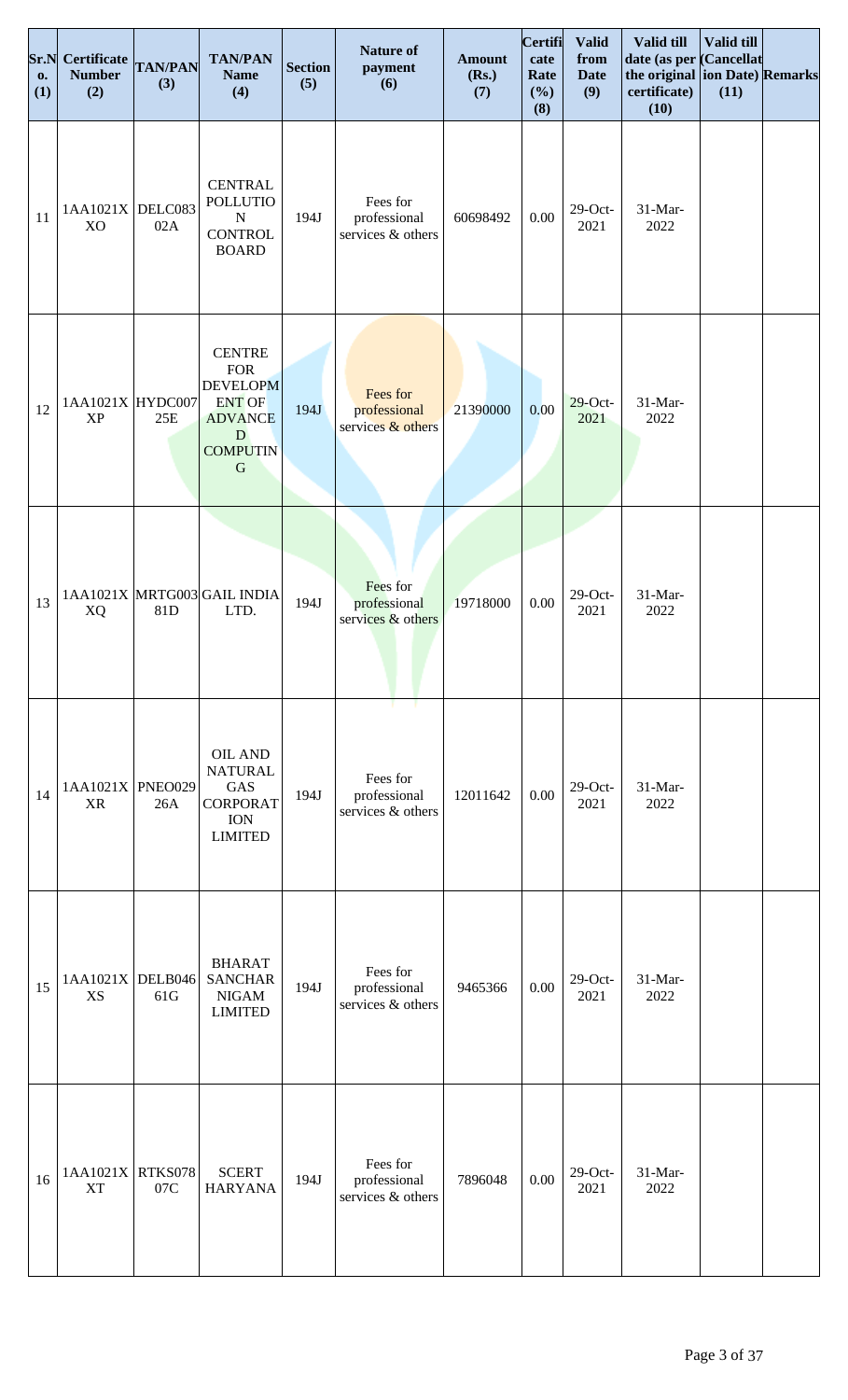| Sr.No. (1) | Certificate Number (2) | TAN/PAN (3) | TAN/PAN Name (4) | Section (5) | Nature of payment (6) | Amount (Rs.) (7) | Certificate Rate (%) (8) | Valid from Date (9) | Valid till date (as per the original certificate) (10) | Valid till (Cancellation Date) (11) | Remarks |
|---|---|---|---|---|---|---|---|---|---|---|---|
| 11 | 1AA1021XXO | DELC08302A | CENTRAL POLLUTION CONTROL BOARD | 194J | Fees for professional services & others | 60698492 | 0.00 | 29-Oct-2021 | 31-Mar-2022 | | |
| 12 | 1AA1021XXP | HYDC00725E | CENTRE FOR DEVELOPMENT OF ADVANCED COMPUTING | 194J | Fees for professional services & others | 21390000 | 0.00 | 29-Oct-2021 | 31-Mar-2022 | | |
| 13 | 1AA1021XXQ | MRTG00381D | GAIL INDIA LTD. | 194J | Fees for professional services & others | 19718000 | 0.00 | 29-Oct-2021 | 31-Mar-2022 | | |
| 14 | 1AA1021XXR | PNEO02926A | OIL AND NATURAL GAS CORPORATION LIMITED | 194J | Fees for professional services & others | 12011642 | 0.00 | 29-Oct-2021 | 31-Mar-2022 | | |
| 15 | 1AA1021XXS | DELB04661G | BHARAT SANCHAR NIGAM LIMITED | 194J | Fees for professional services & others | 9465366 | 0.00 | 29-Oct-2021 | 31-Mar-2022 | | |
| 16 | 1AA1021XXT | RTKS07807C | SCERT HARYANA | 194J | Fees for professional services & others | 7896048 | 0.00 | 29-Oct-2021 | 31-Mar-2022 | | |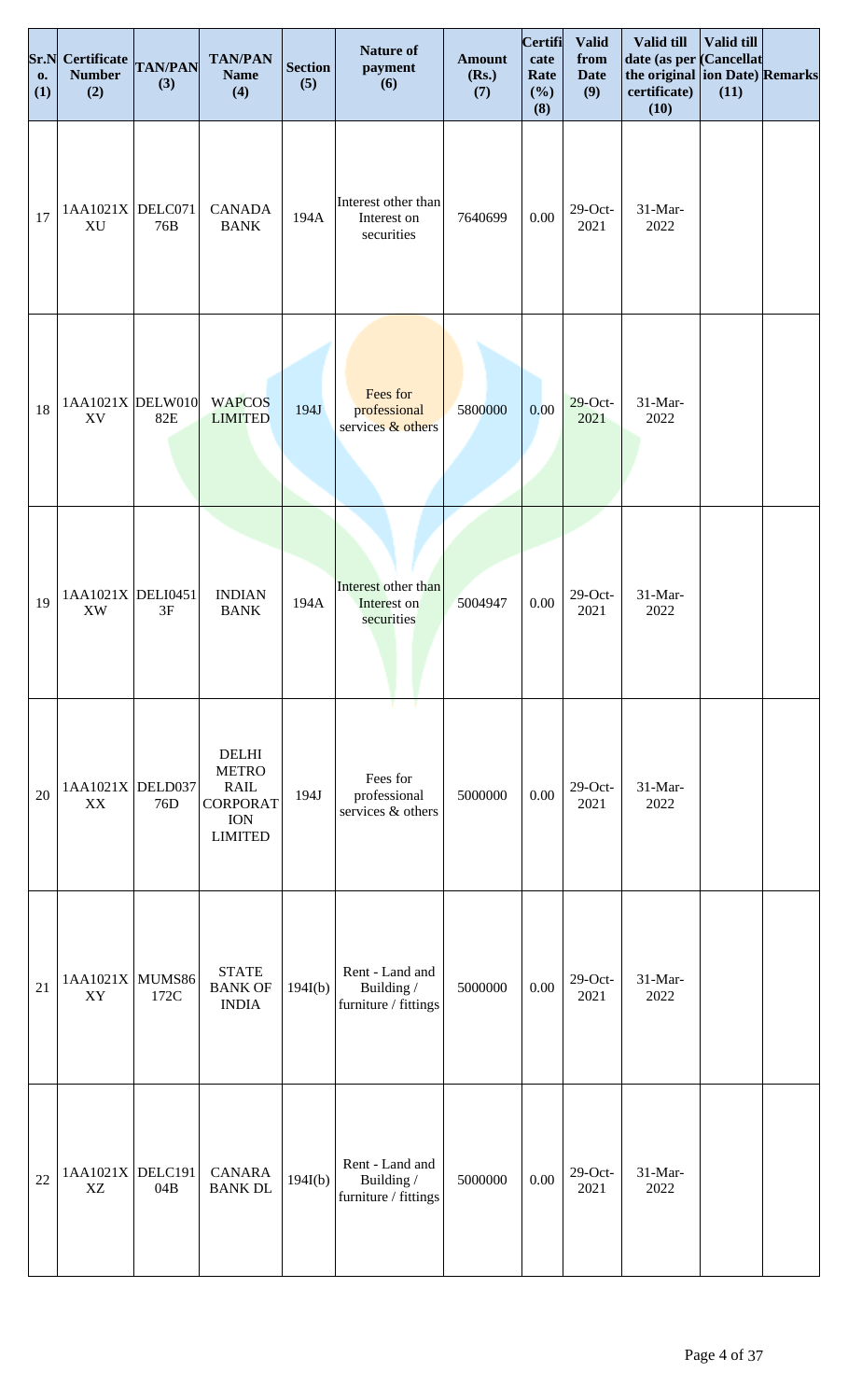| Sr.No. (1) | Certificate Number (2) | TAN/PAN (3) | TAN/PAN Name (4) | Section (5) | Nature of payment (6) | Amount (Rs.) (7) | Certificate Rate (%) (8) | Valid from Date (9) | Valid till date (as per the original certificate) (10) | Valid till (Cancellation Date) (11) | Remarks |
|---|---|---|---|---|---|---|---|---|---|---|---|
| 17 | 1AA1021XXU | DELC07176B | CANADA BANK | 194A | Interest other than Interest on securities | 7640699 | 0.00 | 29-Oct-2021 | 31-Mar-2022 | | |
| 18 | 1AA1021XXV | DELW01082E | WAPCOS LIMITED | 194J | Fees for professional services & others | 5800000 | 0.00 | 29-Oct-2021 | 31-Mar-2022 | | |
| 19 | 1AA1021XXW | DELI04513F | INDIAN BANK | 194A | Interest other than Interest on securities | 5004947 | 0.00 | 29-Oct-2021 | 31-Mar-2022 | | |
| 20 | 1AA1021XXX | DELD03776D | DELHI METRO RAIL CORPORATION LIMITED | 194J | Fees for professional services & others | 5000000 | 0.00 | 29-Oct-2021 | 31-Mar-2022 | | |
| 21 | 1AA1021XXY | MUMS86172C | STATE BANK OF INDIA | 194I(b) | Rent - Land and Building / furniture / fittings | 5000000 | 0.00 | 29-Oct-2021 | 31-Mar-2022 | | |
| 22 | 1AA1021XXZ | DELC19104B | CANARA BANK DL | 194I(b) | Rent - Land and Building / furniture / fittings | 5000000 | 0.00 | 29-Oct-2021 | 31-Mar-2022 | | |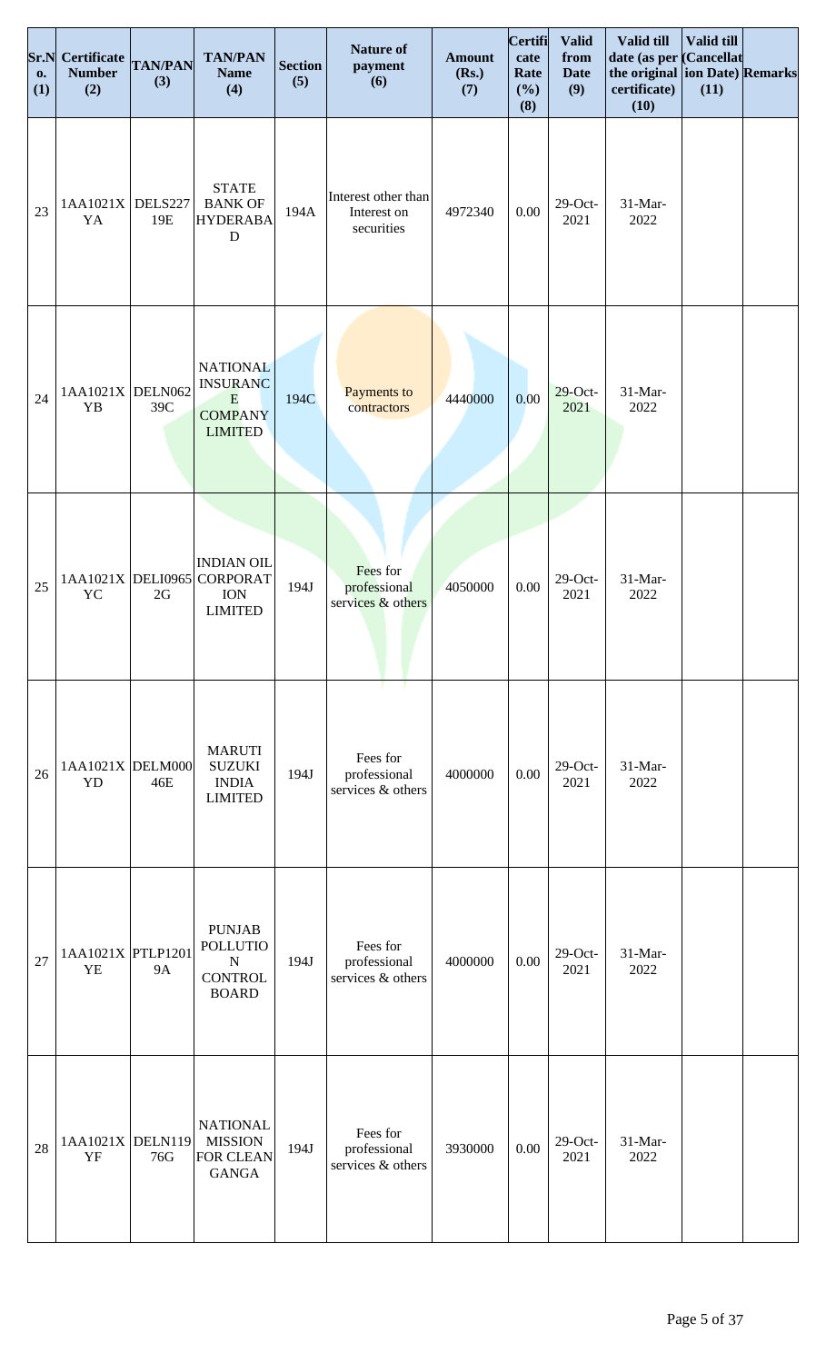| Sr.No. (1) | Certificate Number (2) | TAN/PAN (3) | TAN/PAN Name (4) | Section (5) | Nature of payment (6) | Amount (Rs.) (7) | Certificate Rate (%) (8) | Valid from Date (9) | Valid till date (as per the original certificate) (10) | Valid till (Cancellation Date) (11) | Remarks |
|---|---|---|---|---|---|---|---|---|---|---|---|
| 23 | 1AA1021XYA | DELS22719E | STATE BANK OF HYDERABAD | 194A | Interest other than Interest on securities | 4972340 | 0.00 | 29-Oct-2021 | 31-Mar-2022 | | |
| 24 | 1AA1021XYB | DELN06239C | NATIONAL INSURANCE COMPANY LIMITED | 194C | Payments to contractors | 4440000 | 0.00 | 29-Oct-2021 | 31-Mar-2022 | | |
| 25 | 1AA1021XYC | DELI09652G | INDIAN OIL CORPORATION LIMITED | 194J | Fees for professional services & others | 4050000 | 0.00 | 29-Oct-2021 | 31-Mar-2022 | | |
| 26 | 1AA1021XYD | DELM00046E | MARUTI SUZUKI INDIA LIMITED | 194J | Fees for professional services & others | 4000000 | 0.00 | 29-Oct-2021 | 31-Mar-2022 | | |
| 27 | 1AA1021XYE | PTLP12019A | PUNJAB POLLUTION CONTROL BOARD | 194J | Fees for professional services & others | 4000000 | 0.00 | 29-Oct-2021 | 31-Mar-2022 | | |
| 28 | 1AA1021XYF | DELN11976G | NATIONAL MISSION FOR CLEAN GANGA | 194J | Fees for professional services & others | 3930000 | 0.00 | 29-Oct-2021 | 31-Mar-2022 | | |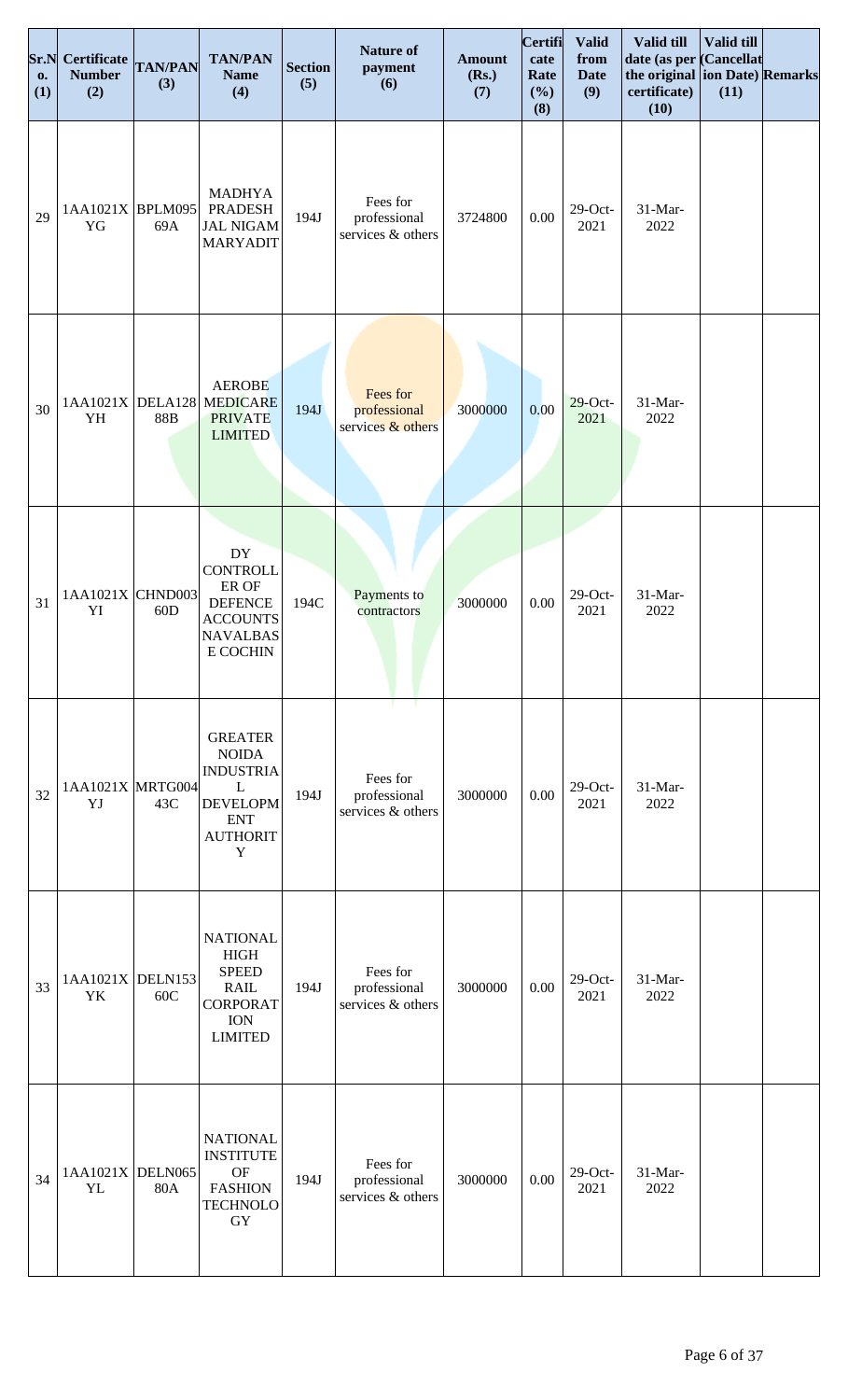| Sr.No. (1) | Certificate Number (2) | TAN/PAN (3) | TAN/PAN Name (4) | Section (5) | Nature of payment (6) | Amount (Rs.) (7) | Certificate Rate (%) (8) | Valid from Date (9) | Valid till date (as per the original certificate) (10) | Valid till (Cancellation Date) (11) | Remarks |
|---|---|---|---|---|---|---|---|---|---|---|---|
| 29 | 1AA1021XYG | BPLM09569A | MADHYA PRADESH JAL NIGAM MARYADIT | 194J | Fees for professional services & others | 3724800 | 0.00 | 29-Oct-2021 | 31-Mar-2022 | | |
| 30 | 1AA1021XYH | DELA12888B | AEROBE MEDICARE PRIVATE LIMITED | 194J | Fees for professional services & others | 3000000 | 0.00 | 29-Oct-2021 | 31-Mar-2022 | | |
| 31 | 1AA1021XYI | CHND00360D | DY CONTROLLER OF DEFENCE ACCOUNTS NAVALBASE COCHIN | 194C | Payments to contractors | 3000000 | 0.00 | 29-Oct-2021 | 31-Mar-2022 | | |
| 32 | 1AA1021XYJ | MRTG00443C | GREATER NOIDA INDUSTRIAL DEVELOPMENT AUTHORITY | 194J | Fees for professional services & others | 3000000 | 0.00 | 29-Oct-2021 | 31-Mar-2022 | | |
| 33 | 1AA1021XYK | DELN15360C | NATIONAL HIGH SPEED RAIL CORPORATION LIMITED | 194J | Fees for professional services & others | 3000000 | 0.00 | 29-Oct-2021 | 31-Mar-2022 | | |
| 34 | 1AA1021XYL | DELN06580A | NATIONAL INSTITUTE OF FASHION TECHNOLOGY | 194J | Fees for professional services & others | 3000000 | 0.00 | 29-Oct-2021 | 31-Mar-2022 | | |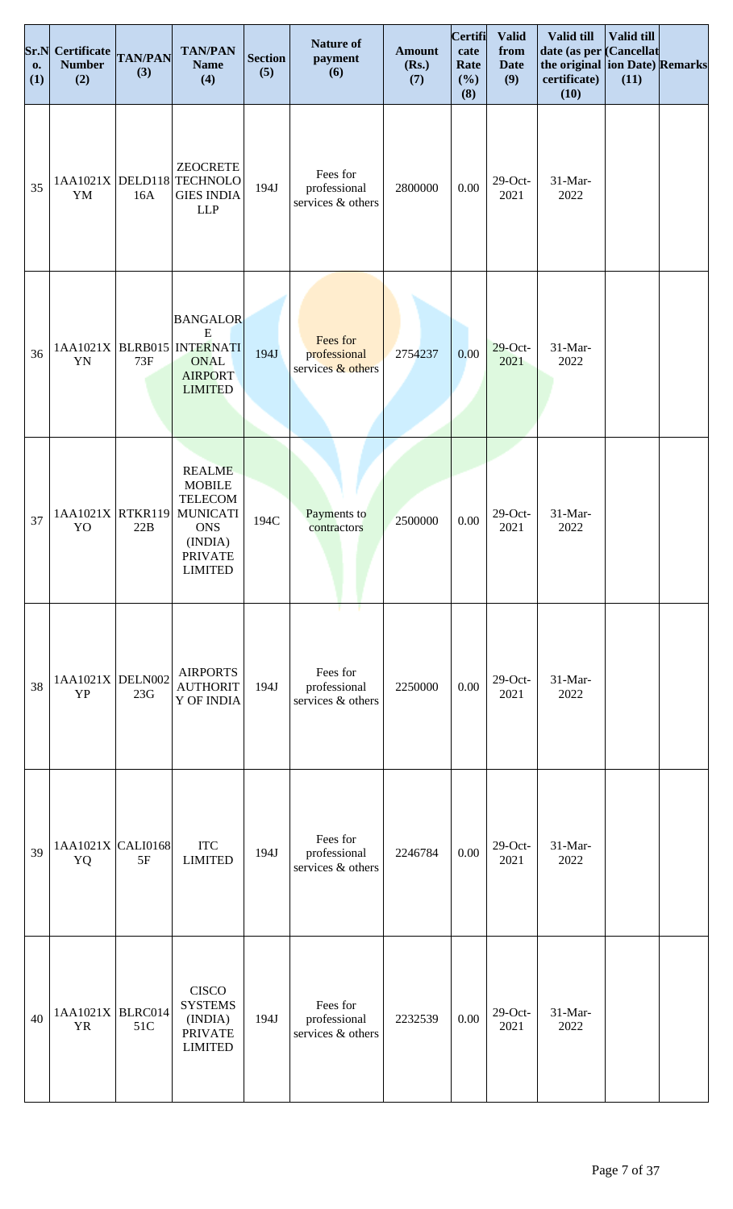| Sr.No. (1) | Certificate Number (2) | TAN/PAN (3) | TAN/PAN Name (4) | Section (5) | Nature of payment (6) | Amount (Rs.) (7) | Certificate Rate (%) (8) | Valid from Date (9) | Valid till date (as per the original certificate) (10) | Valid till (Cancellation Date) (11) | Remarks |
|---|---|---|---|---|---|---|---|---|---|---|---|
| 35 | 1AA1021XYM | DELD11816A | ZEOCRETE TECHNOLOGIES INDIA LLP | 194J | Fees for professional services & others | 2800000 | 0.00 | 29-Oct-2021 | 31-Mar-2022 | | |
| 36 | 1AA1021XYN | BLRB01573F | BANGALORE INTERNATIONAL AIRPORT LIMITED | 194J | Fees for professional services & others | 2754237 | 0.00 | 29-Oct-2021 | 31-Mar-2022 | | |
| 37 | 1AA1021XYO | RTKR11922B | REALME MOBILE TELECOMMUNICATIONS (INDIA) PRIVATE LIMITED | 194C | Payments to contractors | 2500000 | 0.00 | 29-Oct-2021 | 31-Mar-2022 | | |
| 38 | 1AA1021XYP | DELN00223G | AIRPORTS AUTHORITY OF INDIA | 194J | Fees for professional services & others | 2250000 | 0.00 | 29-Oct-2021 | 31-Mar-2022 | | |
| 39 | 1AA1021XYQ | CALI01685F | ITC LIMITED | 194J | Fees for professional services & others | 2246784 | 0.00 | 29-Oct-2021 | 31-Mar-2022 | | |
| 40 | 1AA1021XYR | BLRC01451C | CISCO SYSTEMS (INDIA) PRIVATE LIMITED | 194J | Fees for professional services & others | 2232539 | 0.00 | 29-Oct-2021 | 31-Mar-2022 | | |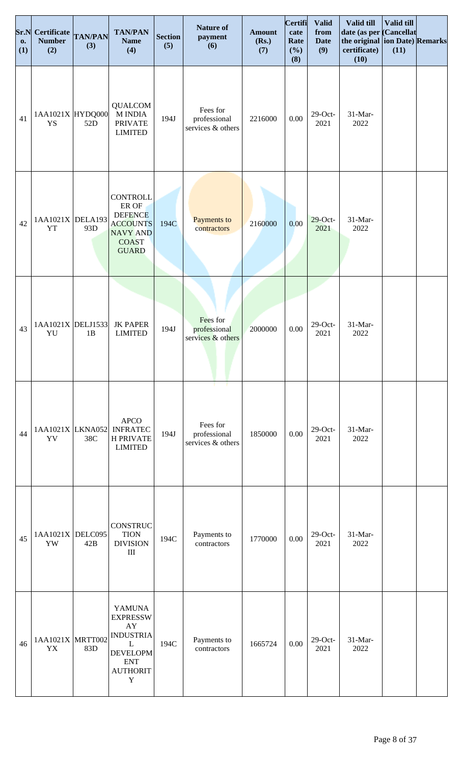| Sr.No. (1) | Certificate Number (2) | TAN/PAN (3) | TAN/PAN Name (4) | Section (5) | Nature of payment (6) | Amount (Rs.) (7) | Certificate Rate (%) (8) | Valid from Date (9) | Valid till date (as per the original certificate) (10) | Valid till (Cancellation Date) (11) | Remarks |
|---|---|---|---|---|---|---|---|---|---|---|---|
| 41 | 1AA1021XYS | HYDQ00052D | QUALCOMM INDIA PRIVATE LIMITED | 194J | Fees for professional services & others | 2216000 | 0.00 | 29-Oct-2021 | 31-Mar-2022 | | |
| 42 | 1AA1021XYT | DELA19393D | CONTROLLER OF DEFENCE ACCOUNTS NAVY AND COAST GUARD | 194C | Payments to contractors | 2160000 | 0.00 | 29-Oct-2021 | 31-Mar-2022 | | |
| 43 | 1AA1021XYU | DELJ15331B | JK PAPER LIMITED | 194J | Fees for professional services & others | 2000000 | 0.00 | 29-Oct-2021 | 31-Mar-2022 | | |
| 44 | 1AA1021XYV | LKNA05238C | APCO INFRATECH PRIVATE LIMITED | 194J | Fees for professional services & others | 1850000 | 0.00 | 29-Oct-2021 | 31-Mar-2022 | | |
| 45 | 1AA1021XYW | DELC09542B | CONSTRUCTION DIVISION III | 194C | Payments to contractors | 1770000 | 0.00 | 29-Oct-2021 | 31-Mar-2022 | | |
| 46 | 1AA1021XYX | MRTT00283D | YAMUNA EXPRESSWAY INDUSTRIAL DEVELOPMENT AUTHORITY | 194C | Payments to contractors | 1665724 | 0.00 | 29-Oct-2021 | 31-Mar-2022 | | |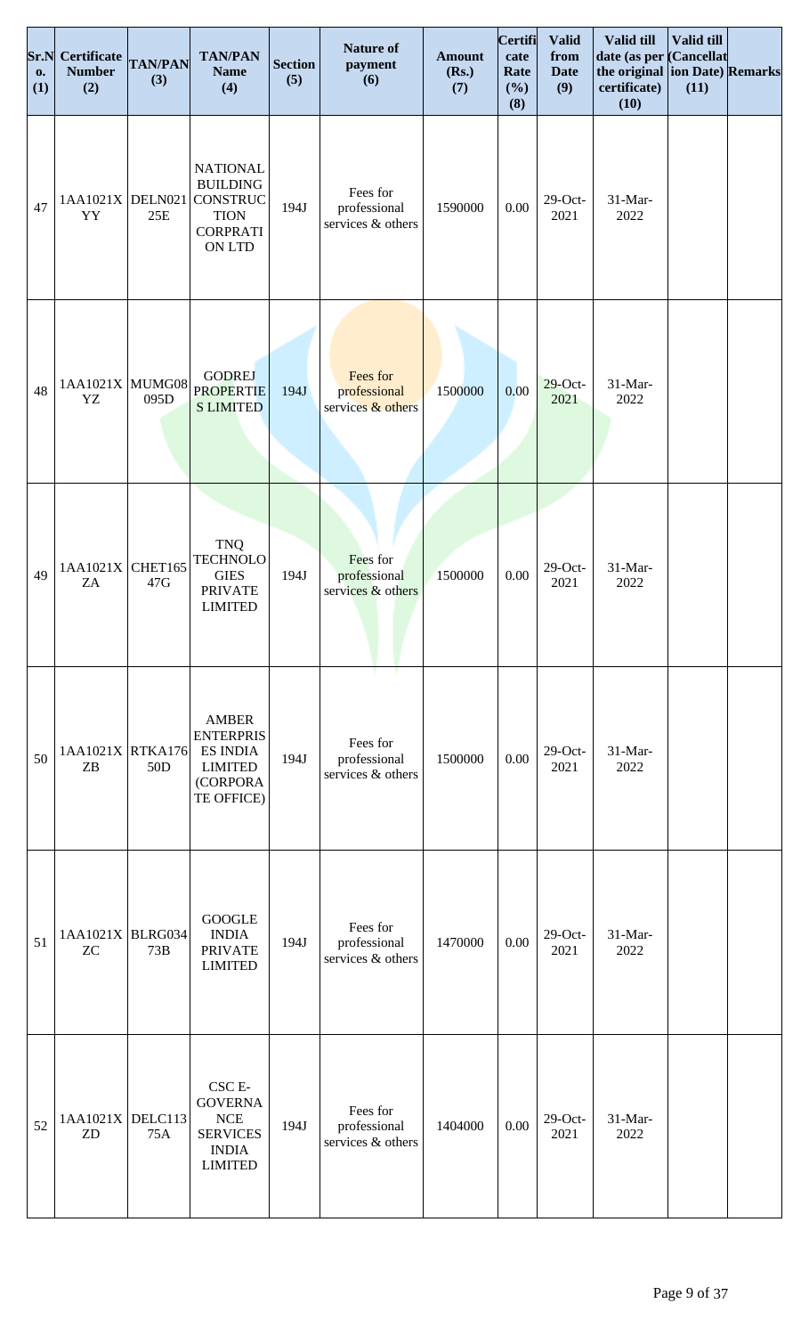| Sr.No. (1) | Certificate Number (2) | TAN/PAN (3) | TAN/PAN Name (4) | Section (5) | Nature of payment (6) | Amount (Rs.) (7) | Certificate Rate (%) (8) | Valid from Date (9) | Valid till date (as per the original certificate) (10) | Valid till (Cancellation Date) (11) | Remarks |
|---|---|---|---|---|---|---|---|---|---|---|---|
| 47 | 1AA1021XYY | DELN02125E | NATIONAL BUILDING CONSTRUCTION CORPRATION LTD | 194J | Fees for professional services & others | 1590000 | 0.00 | 29-Oct-2021 | 31-Mar-2022 | | |
| 48 | 1AA1021XYZ | MUMG08095D | GODREJ PROPERTIES LIMITED | 194J | Fees for professional services & others | 1500000 | 0.00 | 29-Oct-2021 | 31-Mar-2022 | | |
| 49 | 1AA1021XZA | CHET16547G | TNQ TECHNOLOGIES PRIVATE LIMITED | 194J | Fees for professional services & others | 1500000 | 0.00 | 29-Oct-2021 | 31-Mar-2022 | | |
| 50 | 1AA1021XZB | RTKA17650D | AMBER ENTERPRISES INDIA LIMITED (CORPORATE OFFICE) | 194J | Fees for professional services & others | 1500000 | 0.00 | 29-Oct-2021 | 31-Mar-2022 | | |
| 51 | 1AA1021XZC | BLRG03473B | GOOGLE INDIA PRIVATE LIMITED | 194J | Fees for professional services & others | 1470000 | 0.00 | 29-Oct-2021 | 31-Mar-2022 | | |
| 52 | 1AA1021XZD | DELC11375A | CSC E-GOVERNANCE SERVICES INDIA LIMITED | 194J | Fees for professional services & others | 1404000 | 0.00 | 29-Oct-2021 | 31-Mar-2022 | | |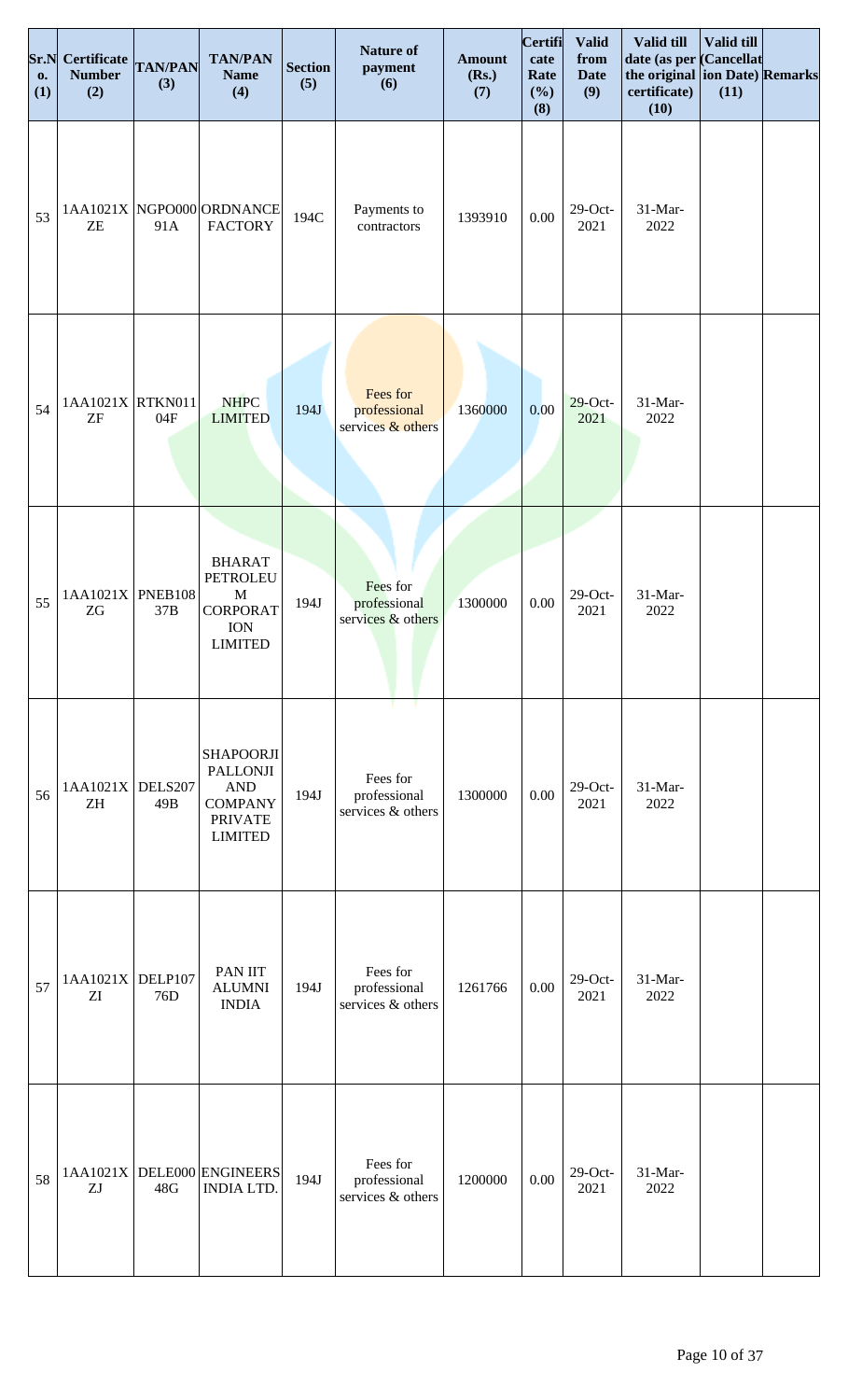| Sr.No. (1) | Certificate Number (2) | TAN/PAN (3) | TAN/PAN Name (4) | Section (5) | Nature of payment (6) | Amount (Rs.) (7) | Certificate Rate (%) (8) | Valid from Date (9) | Valid till date (as per the original certificate) (10) | Valid till (Cancellation Date) (11) | Remarks |
|---|---|---|---|---|---|---|---|---|---|---|---|
| 53 | 1AA1021XZE | NGPO00091A | ORDNANCE FACTORY | 194C | Payments to contractors | 1393910 | 0.00 | 29-Oct-2021 | 31-Mar-2022 | | |
| 54 | 1AA1021XZF | RTKN01104F | NHPC LIMITED | 194J | Fees for professional services & others | 1360000 | 0.00 | 29-Oct-2021 | 31-Mar-2022 | | |
| 55 | 1AA1021XZG | PNEB10837B | BHARAT PETROLEUM CORPORATION LIMITED | 194J | Fees for professional services & others | 1300000 | 0.00 | 29-Oct-2021 | 31-Mar-2022 | | |
| 56 | 1AA1021XZH | DELS20749B | SHAPOORJI PALLONJI AND COMPANY PRIVATE LIMITED | 194J | Fees for professional services & others | 1300000 | 0.00 | 29-Oct-2021 | 31-Mar-2022 | | |
| 57 | 1AA1021XZI | DELP10776D | PAN IIT ALUMNI INDIA | 194J | Fees for professional services & others | 1261766 | 0.00 | 29-Oct-2021 | 31-Mar-2022 | | |
| 58 | 1AA1021XZJ | DELE00048G | ENGINEERS INDIA LTD. | 194J | Fees for professional services & others | 1200000 | 0.00 | 29-Oct-2021 | 31-Mar-2022 | | |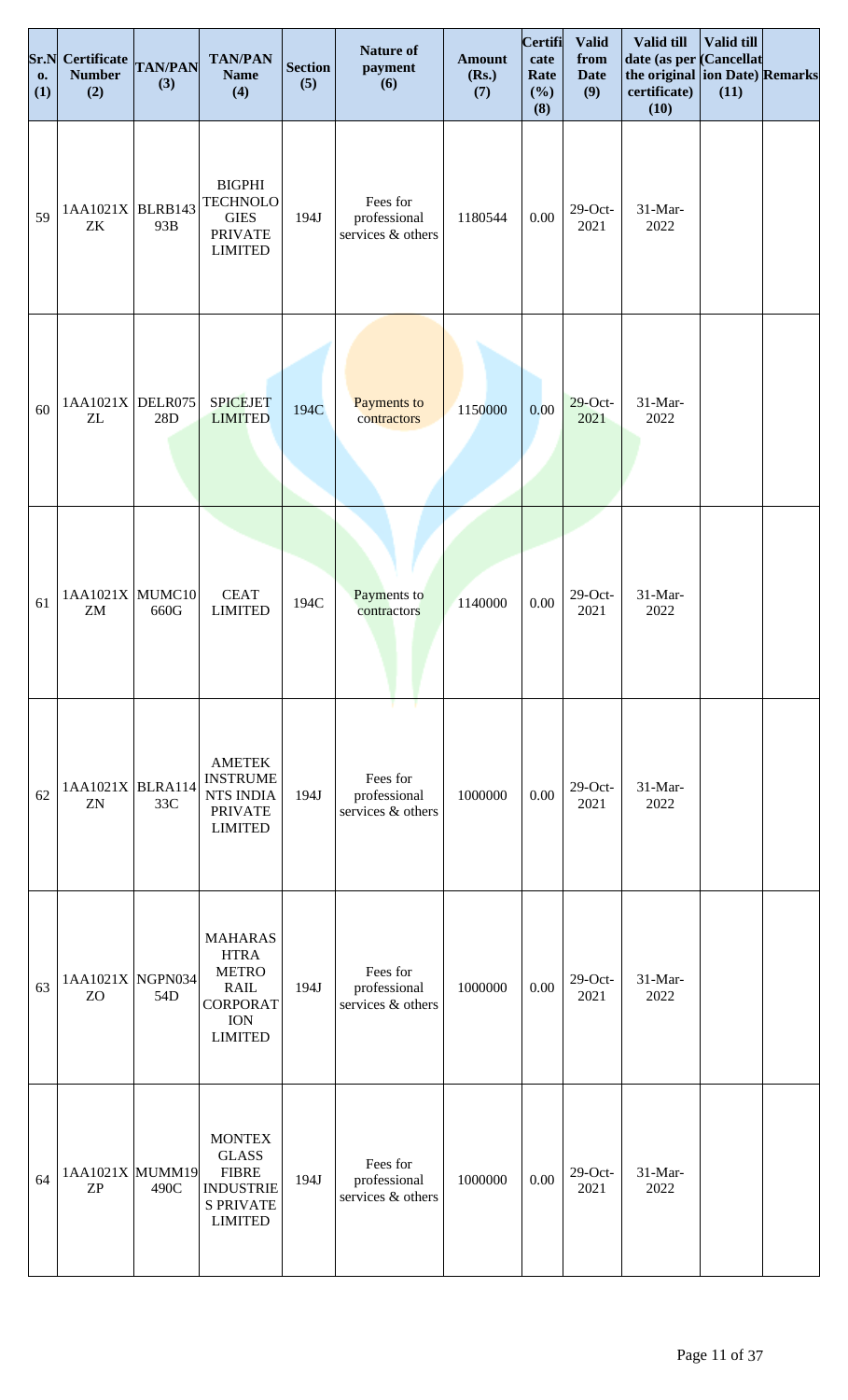| Sr.No. (1) | Certificate Number (2) | TAN/PAN (3) | TAN/PAN Name (4) | Section (5) | Nature of payment (6) | Amount (Rs.) (7) | Certificate Rate (%) (8) | Valid from Date (9) | Valid till date (as per the original certificate) (10) | Valid till (Cancellation Date) (11) | Remarks |
|---|---|---|---|---|---|---|---|---|---|---|---|
| 59 | 1AA1021XZK | BLRB14393B | BIGPHI TECHNOLOGIES PRIVATE LIMITED | 194J | Fees for professional services & others | 1180544 | 0.00 | 29-Oct-2021 | 31-Mar-2022 | | |
| 60 | 1AA1021XZL | DELR07528D | SPICEJET LIMITED | 194C | Payments to contractors | 1150000 | 0.00 | 29-Oct-2021 | 31-Mar-2022 | | |
| 61 | 1AA1021XZM | MUMC10660G | CEAT LIMITED | 194C | Payments to contractors | 1140000 | 0.00 | 29-Oct-2021 | 31-Mar-2022 | | |
| 62 | 1AA1021XZN | BLRA11433C | AMETEK INSTRUMENTS INDIA PRIVATE LIMITED | 194J | Fees for professional services & others | 1000000 | 0.00 | 29-Oct-2021 | 31-Mar-2022 | | |
| 63 | 1AA1021XZO | NGPN03454D | MAHARASHTRA METRO RAIL CORPORATION LIMITED | 194J | Fees for professional services & others | 1000000 | 0.00 | 29-Oct-2021 | 31-Mar-2022 | | |
| 64 | 1AA1021XZP | MUMM19490C | MONTEX GLASS FIBRE INDUSTRIES PRIVATE LIMITED | 194J | Fees for professional services & others | 1000000 | 0.00 | 29-Oct-2021 | 31-Mar-2022 | | |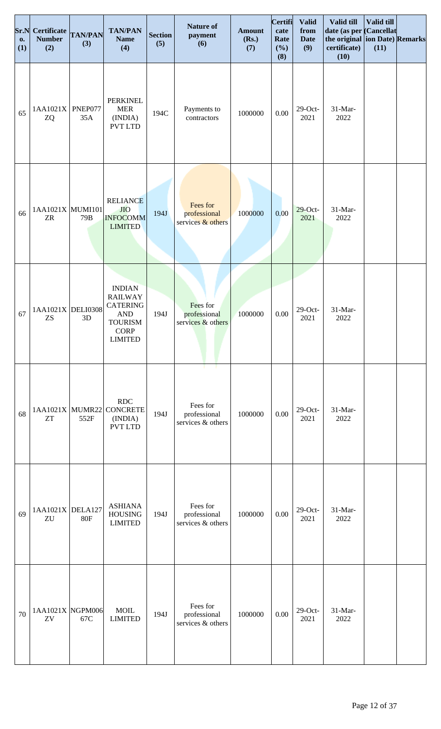| Sr.No. (1) | Certificate Number (2) | TAN/PAN (3) | TAN/PAN Name (4) | Section (5) | Nature of payment (6) | Amount (Rs.) (7) | Certificate Rate (%) (8) | Valid from Date (9) | Valid till date (as per the original certificate) (10) | Valid till (Cancellation Date) (11) | Remarks |
|---|---|---|---|---|---|---|---|---|---|---|---|
| 65 | 1AA1021XZQ | PNEP07735A | PERKINELMER (INDIA) PVT LTD | 194C | Payments to contractors | 1000000 | 0.00 | 29-Oct-2021 | 31-Mar-2022 | | |
| 66 | 1AA1021XZR | MUMI10179B | RELIANCE JIO INFOCOMM LIMITED | 194J | Fees for professional services & others | 1000000 | 0.00 | 29-Oct-2021 | 31-Mar-2022 | | |
| 67 | 1AA1021XZS | DELI03083D | INDIAN RAILWAY CATERING AND TOURISM CORP LIMITED | 194J | Fees for professional services & others | 1000000 | 0.00 | 29-Oct-2021 | 31-Mar-2022 | | |
| 68 | 1AA1021XZT | MUMR22552F | RDC CONCRETE (INDIA) PVT LTD | 194J | Fees for professional services & others | 1000000 | 0.00 | 29-Oct-2021 | 31-Mar-2022 | | |
| 69 | 1AA1021XZU | DELA12780F | ASHIANA HOUSING LIMITED | 194J | Fees for professional services & others | 1000000 | 0.00 | 29-Oct-2021 | 31-Mar-2022 | | |
| 70 | 1AA1021XZV | NGPM00667C | MOIL LIMITED | 194J | Fees for professional services & others | 1000000 | 0.00 | 29-Oct-2021 | 31-Mar-2022 | | |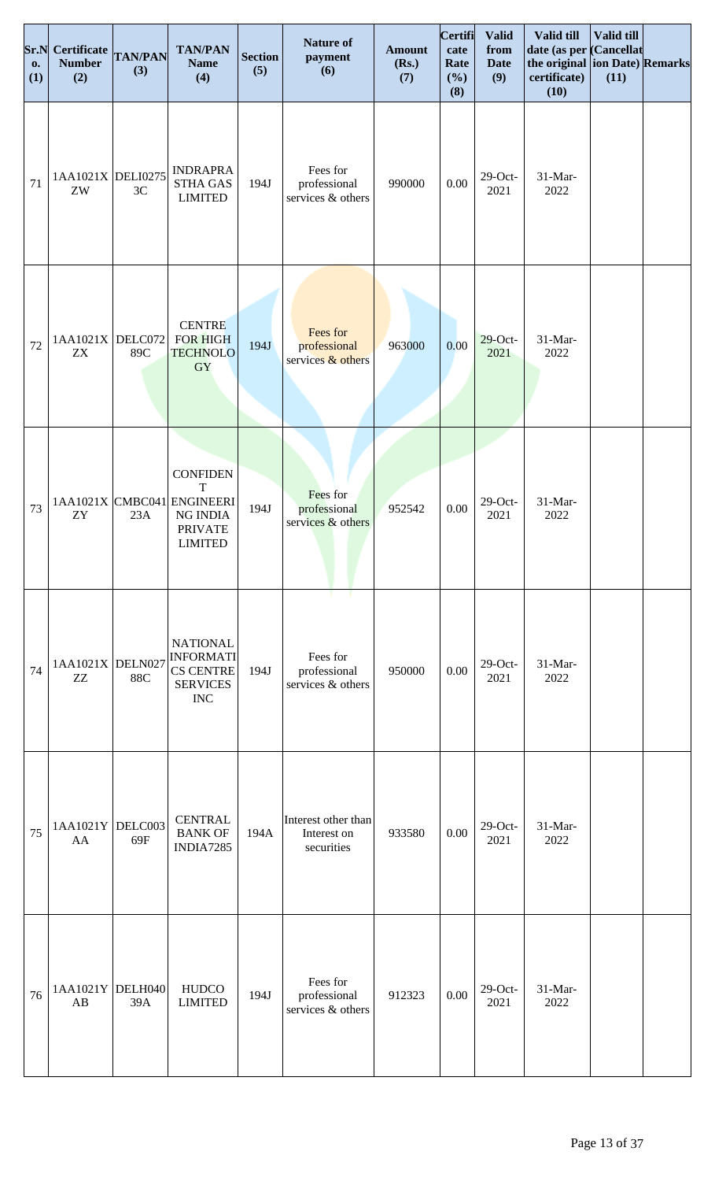| Sr.No. (1) | Certificate Number (2) | TAN/PAN (3) | TAN/PAN Name (4) | Section (5) | Nature of payment (6) | Amount (Rs.) (7) | Certificate Rate (%) (8) | Valid from Date (9) | Valid till date (as per the original certificate) (10) | Valid till (Cancellation Date) (11) | Remarks |
|---|---|---|---|---|---|---|---|---|---|---|---|
| 71 | 1AA1021XZW | DELI02753C | INDRAPRASTHA GAS LIMITED | 194J | Fees for professional services & others | 990000 | 0.00 | 29-Oct-2021 | 31-Mar-2022 | | |
| 72 | 1AA1021XZX | DELC07289C | CENTRE FOR HIGH TECHNOLOGY | 194J | Fees for professional services & others | 963000 | 0.00 | 29-Oct-2021 | 31-Mar-2022 | | |
| 73 | 1AA1021XZY | CMBC04123A | CONFIDENT ENGINEERING INDIA PRIVATE LIMITED | 194J | Fees for professional services & others | 952542 | 0.00 | 29-Oct-2021 | 31-Mar-2022 | | |
| 74 | 1AA1021XZZ | DELN02788C | NATIONAL INFORMATICS CENTRE SERVICES INC | 194J | Fees for professional services & others | 950000 | 0.00 | 29-Oct-2021 | 31-Mar-2022 | | |
| 75 | 1AA1021YAA | DELC00369F | CENTRAL BANK OF INDIA7285 | 194A | Interest other than Interest on securities | 933580 | 0.00 | 29-Oct-2021 | 31-Mar-2022 | | |
| 76 | 1AA1021YAB | DELH04039A | HUDCO LIMITED | 194J | Fees for professional services & others | 912323 | 0.00 | 29-Oct-2021 | 31-Mar-2022 | | |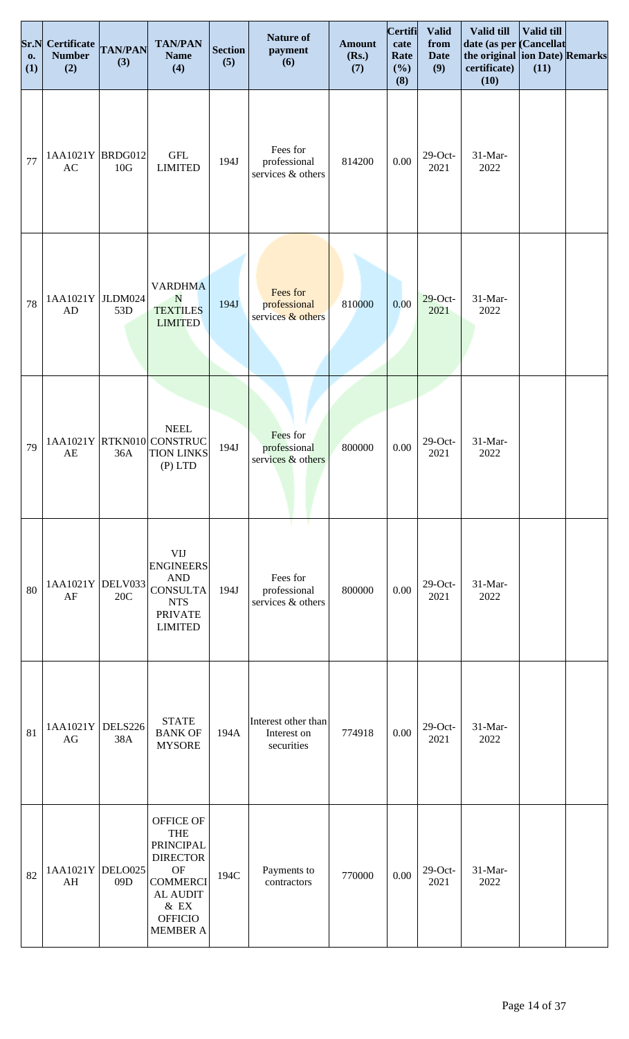| Sr.No. (1) | Certificate Number (2) | TAN/PAN (3) | TAN/PAN Name (4) | Section (5) | Nature of payment (6) | Amount (Rs.) (7) | Certificate Rate (%) (8) | Valid from Date (9) | Valid till date (as per the original certificate) (10) | Valid till (Cancellation Date) (11) | Remarks |
|---|---|---|---|---|---|---|---|---|---|---|---|
| 77 | 1AA1021YAC | BRDG01210G | GFL LIMITED | 194J | Fees for professional services & others | 814200 | 0.00 | 29-Oct-2021 | 31-Mar-2022 | | |
| 78 | 1AA1021YAD | JLDM02453D | VARDHMAN TEXTILES LIMITED | 194J | Fees for professional services & others | 810000 | 0.00 | 29-Oct-2021 | 31-Mar-2022 | | |
| 79 | 1AA1021YAE | RTKN01036A | NEEL CONSTRUCTION LINKS (P) LTD | 194J | Fees for professional services & others | 800000 | 0.00 | 29-Oct-2021 | 31-Mar-2022 | | |
| 80 | 1AA1021YAF | DELV03320C | VIJ ENGINEERS AND CONSULTANTS PRIVATE LIMITED | 194J | Fees for professional services & others | 800000 | 0.00 | 29-Oct-2021 | 31-Mar-2022 | | |
| 81 | 1AA1021YAG | DELS22638A | STATE BANK OF MYSORE | 194A | Interest other than Interest on securities | 774918 | 0.00 | 29-Oct-2021 | 31-Mar-2022 | | |
| 82 | 1AA1021YAH | DELO02509D | OFFICE OF THE PRINCIPAL DIRECTOR OF COMMERCIAL AUDIT & EX OFFICIO MEMBER A | 194C | Payments to contractors | 770000 | 0.00 | 29-Oct-2021 | 31-Mar-2022 | | |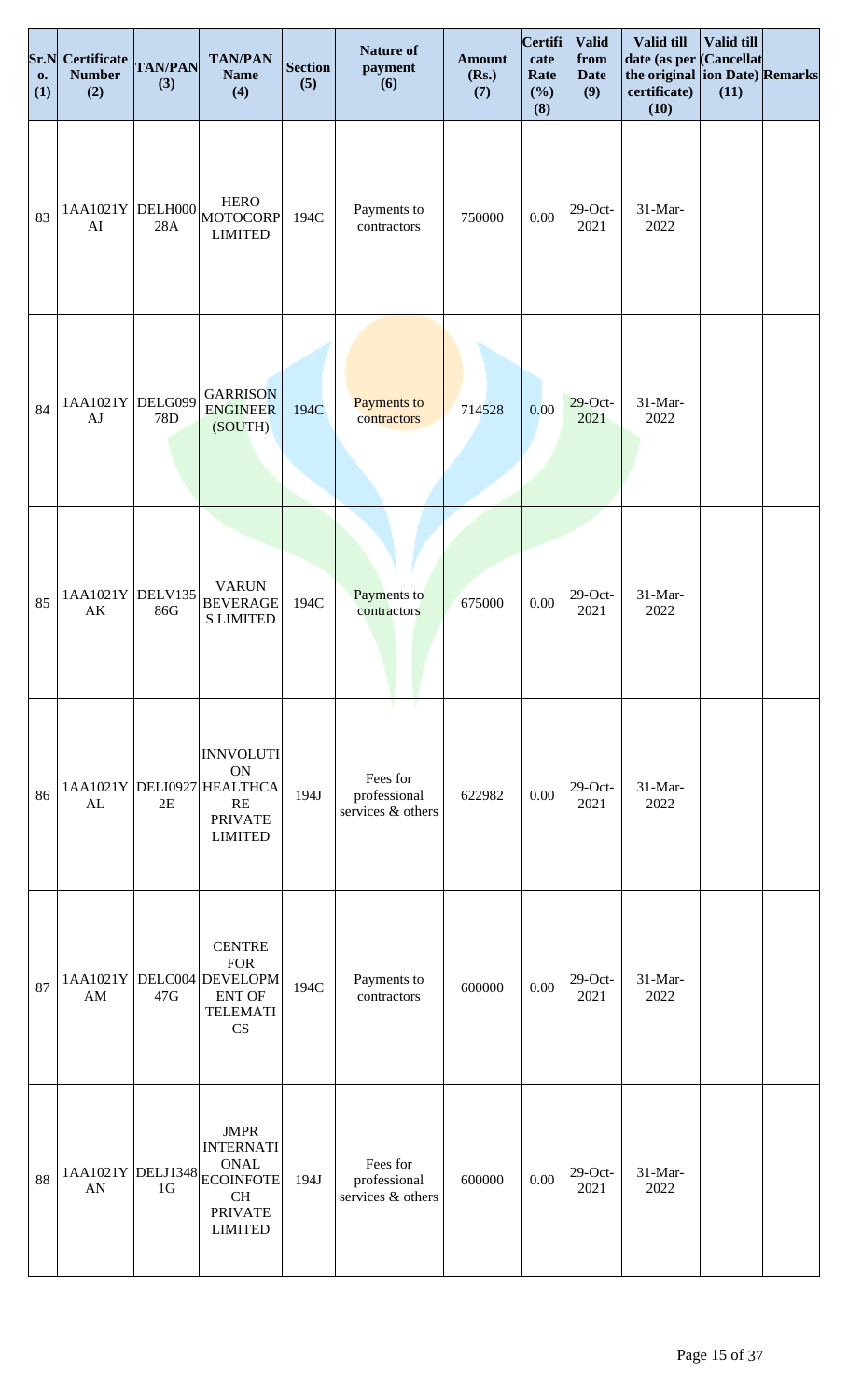| Sr.No. (1) | Certificate Number (2) | TAN/PAN (3) | TAN/PAN Name (4) | Section (5) | Nature of payment (6) | Amount (Rs.) (7) | Certificate Rate (%) (8) | Valid from Date (9) | Valid till date (as per the original certificate) (10) | Valid till (Cancellation Date) (11) | Remarks |
|---|---|---|---|---|---|---|---|---|---|---|---|
| 83 | 1AA1021YAI | DELH00028A | HERO MOTOCORP LIMITED | 194C | Payments to contractors | 750000 | 0.00 | 29-Oct-2021 | 31-Mar-2022 | | |
| 84 | 1AA1021YAJ | DELG09978D | GARRISON ENGINEER (SOUTH) | 194C | Payments to contractors | 714528 | 0.00 | 29-Oct-2021 | 31-Mar-2022 | | |
| 85 | 1AA1021YAK | DELV13586G | VARUN BEVERAGES LIMITED | 194C | Payments to contractors | 675000 | 0.00 | 29-Oct-2021 | 31-Mar-2022 | | |
| 86 | 1AA1021YAL | DELI09272E | INNVOLUTION HEALTHCARE PRIVATE LIMITED | 194J | Fees for professional services & others | 622982 | 0.00 | 29-Oct-2021 | 31-Mar-2022 | | |
| 87 | 1AA1021YAM | DELC00447G | CENTRE FOR DEVELOPMENT OF TELEMATICS | 194C | Payments to contractors | 600000 | 0.00 | 29-Oct-2021 | 31-Mar-2022 | | |
| 88 | 1AA1021YAN | DELJ13481G | JMPR INTERNATIONAL ECOINFOTECH PRIVATE LIMITED | 194J | Fees for professional services & others | 600000 | 0.00 | 29-Oct-2021 | 31-Mar-2022 | | |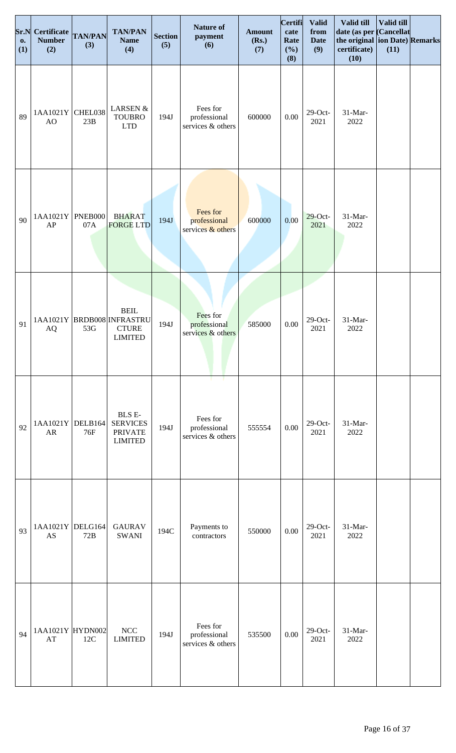| Sr.No. (1) | Certificate Number (2) | TAN/PAN (3) | TAN/PAN Name (4) | Section (5) | Nature of payment (6) | Amount (Rs.) (7) | Certificate Rate (%) (8) | Valid from Date (9) | Valid till date (as per the original certificate) (10) | Valid till (Cancellation Date) (11) | Remarks |
|---|---|---|---|---|---|---|---|---|---|---|---|
| 89 | 1AA1021YAO | CHEL03823B | LARSEN & TOUBRO LTD | 194J | Fees for professional services & others | 600000 | 0.00 | 29-Oct-2021 | 31-Mar-2022 | | |
| 90 | 1AA1021YAP | PNEB00007A | BHARAT FORGE LTD | 194J | Fees for professional services & others | 600000 | 0.00 | 29-Oct-2021 | 31-Mar-2022 | | |
| 91 | 1AA1021YAQ | BRDB00853G | BEIL INFRASTRUCTURE LIMITED | 194J | Fees for professional services & others | 585000 | 0.00 | 29-Oct-2021 | 31-Mar-2022 | | |
| 92 | 1AA1021YAR | DELB16476F | BLS E-SERVICES PRIVATE LIMITED | 194J | Fees for professional services & others | 555554 | 0.00 | 29-Oct-2021 | 31-Mar-2022 | | |
| 93 | 1AA1021YAS | DELG16472B | GAURAV SWANI | 194C | Payments to contractors | 550000 | 0.00 | 29-Oct-2021 | 31-Mar-2022 | | |
| 94 | 1AA1021YAT | HYDN00212C | NCC LIMITED | 194J | Fees for professional services & others | 535500 | 0.00 | 29-Oct-2021 | 31-Mar-2022 | | |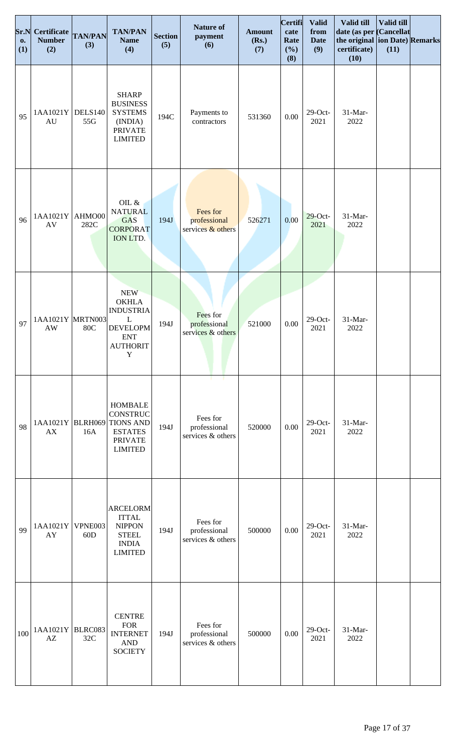| Sr.No. (1) | Certificate Number (2) | TAN/PAN (3) | TAN/PAN Name (4) | Section (5) | Nature of payment (6) | Amount (Rs.) (7) | Certificate Rate (%) (8) | Valid from Date (9) | Valid till date (as per the original certificate) (10) | Valid till (Cancellation Date) (11) | Remarks |
| --- | --- | --- | --- | --- | --- | --- | --- | --- | --- | --- | --- |
| 95 | 1AA1021YAU | DELS14055G | SHARP BUSINESS SYSTEMS (INDIA) PRIVATE LIMITED | 194C | Payments to contractors | 531360 | 0.00 | 29-Oct-2021 | 31-Mar-2022 | | |
| 96 | 1AA1021YAV | AHMO00282C | OIL & NATURAL GAS CORPORATION LTD. | 194J | Fees for professional services & others | 526271 | 0.00 | 29-Oct-2021 | 31-Mar-2022 | | |
| 97 | 1AA1021YAW | MRTN00380C | NEW OKHLA INDUSTRIAL DEVELOPMENT AUTHORITY | 194J | Fees for professional services & others | 521000 | 0.00 | 29-Oct-2021 | 31-Mar-2022 | | |
| 98 | 1AA1021YAX | BLRH06916A | HOMBALE CONSTRUCTIONS AND ESTATES PRIVATE LIMITED | 194J | Fees for professional services & others | 520000 | 0.00 | 29-Oct-2021 | 31-Mar-2022 | | |
| 99 | 1AA1021YAY | VPNE00360D | ARCELORMITTAL NIPPON STEEL INDIA LIMITED | 194J | Fees for professional services & others | 500000 | 0.00 | 29-Oct-2021 | 31-Mar-2022 | | |
| 100 | 1AA1021YAZ | BLRC08332C | CENTRE FOR INTERNET AND SOCIETY | 194J | Fees for professional services & others | 500000 | 0.00 | 29-Oct-2021 | 31-Mar-2022 | | |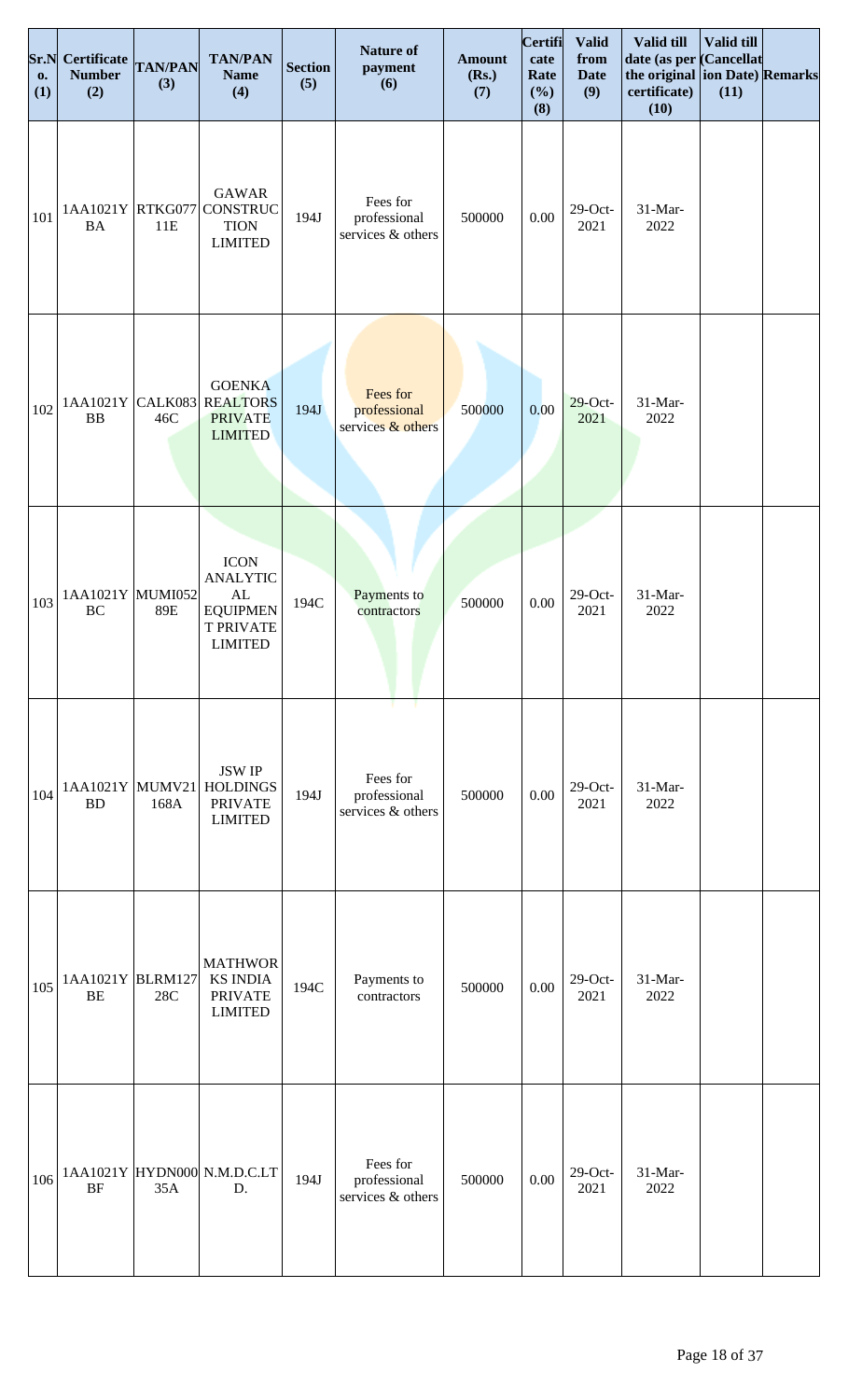| Sr.No. (1) | Certificate Number (2) | TAN/PAN (3) | TAN/PAN Name (4) | Section (5) | Nature of payment (6) | Amount (Rs.) (7) | Certificate Rate (%) (8) | Valid from Date (9) | Valid till date (as per the original certificate) (10) | Valid till (Cancellation Date) (11) | Remarks |
|---|---|---|---|---|---|---|---|---|---|---|---|
| 101 | 1AA1021YBA | RTKG07711E | GAWAR CONSTRUCTION LIMITED | 194J | Fees for professional services & others | 500000 | 0.00 | 29-Oct-2021 | 31-Mar-2022 | | |
| 102 | 1AA1021YBB | CALK08346C | GOENKA REALTORS PRIVATE LIMITED | 194J | Fees for professional services & others | 500000 | 0.00 | 29-Oct-2021 | 31-Mar-2022 | | |
| 103 | 1AA1021YBC | MUMI05289E | ICON ANALYTICAL EQUIPMENT PRIVATE LIMITED | 194C | Payments to contractors | 500000 | 0.00 | 29-Oct-2021 | 31-Mar-2022 | | |
| 104 | 1AA1021YBD | MUMV21168A | JSW IP HOLDINGS PRIVATE LIMITED | 194J | Fees for professional services & others | 500000 | 0.00 | 29-Oct-2021 | 31-Mar-2022 | | |
| 105 | 1AA1021YBE | BLRM12728C | MATHWORKS INDIA PRIVATE LIMITED | 194C | Payments to contractors | 500000 | 0.00 | 29-Oct-2021 | 31-Mar-2022 | | |
| 106 | 1AA1021YBF | HYDN00035A | N.M.D.C.LTD. | 194J | Fees for professional services & others | 500000 | 0.00 | 29-Oct-2021 | 31-Mar-2022 | | |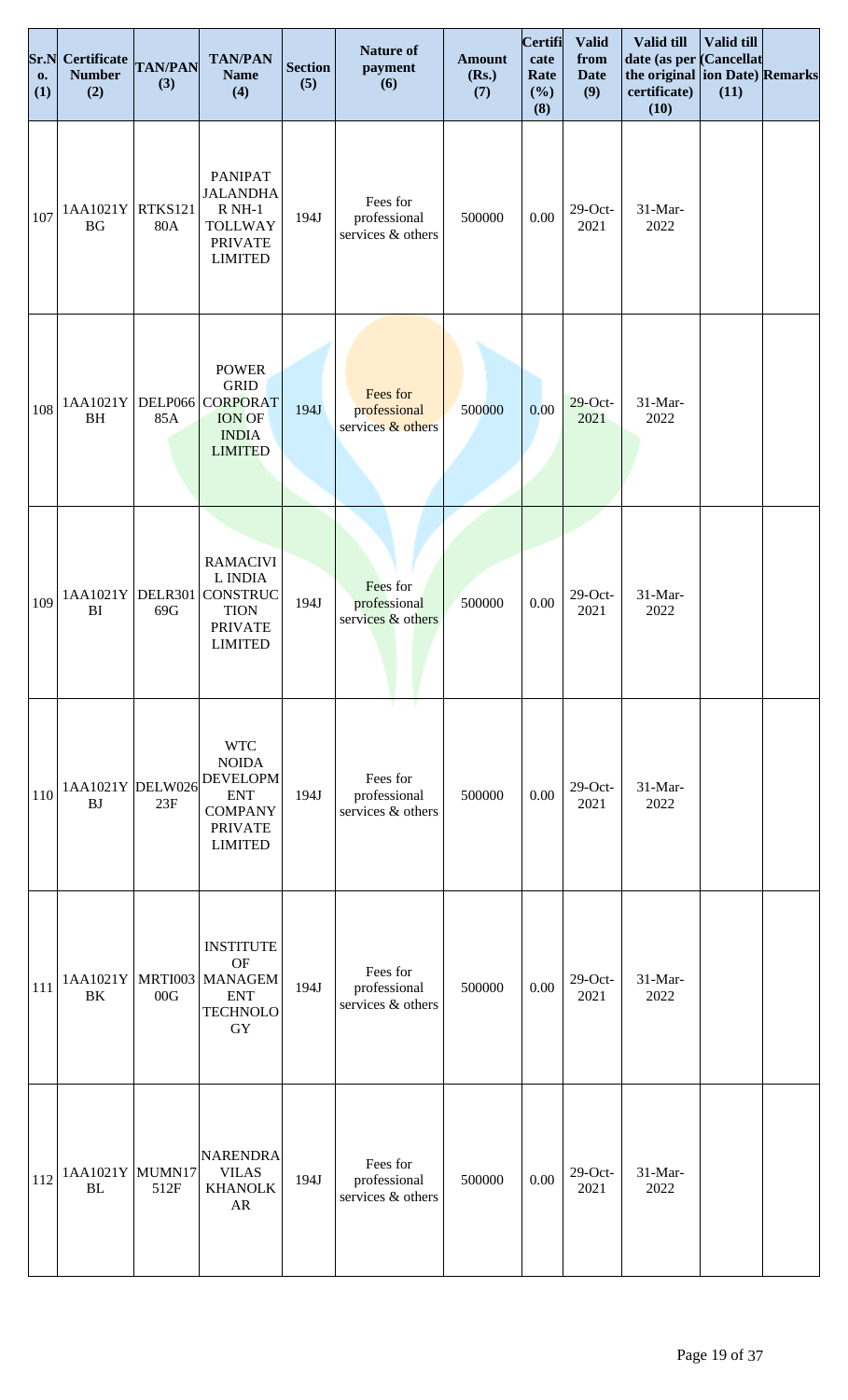| Sr.No. (1) | Certificate Number (2) | TAN/PAN (3) | TAN/PAN Name (4) | Section (5) | Nature of payment (6) | Amount (Rs.) (7) | Certificate Rate (%) (8) | Valid from Date (9) | Valid till date (as per the original certificate) (10) | Valid till (Cancellation Date) (11) | Remarks |
|---|---|---|---|---|---|---|---|---|---|---|---|
| 107 | 1AA1021YBG | RTKS12180A | PANIPAT JALANDHAR NH-1 TOLLWAY PRIVATE LIMITED | 194J | Fees for professional services & others | 500000 | 0.00 | 29-Oct-2021 | 31-Mar-2022 | | |
| 108 | 1AA1021YBH | DELP06685A | POWER GRID CORPORATION OF INDIA LIMITED | 194J | Fees for professional services & others | 500000 | 0.00 | 29-Oct-2021 | 31-Mar-2022 | | |
| 109 | 1AA1021YBI | DELR30169G | RAMACIVIL INDIA CONSTRUCTION PRIVATE LIMITED | 194J | Fees for professional services & others | 500000 | 0.00 | 29-Oct-2021 | 31-Mar-2022 | | |
| 110 | 1AA1021YBJ | DELW02623F | WTC NOIDA DEVELOPMENT COMPANY PRIVATE LIMITED | 194J | Fees for professional services & others | 500000 | 0.00 | 29-Oct-2021 | 31-Mar-2022 | | |
| 111 | 1AA1021YBK | MRTI00300G | INSTITUTE OF MANAGEMENT TECHNOLOGY | 194J | Fees for professional services & others | 500000 | 0.00 | 29-Oct-2021 | 31-Mar-2022 | | |
| 112 | 1AA1021YBL | MUMN17512F | NARENDRA VILAS KHANOLKAR | 194J | Fees for professional services & others | 500000 | 0.00 | 29-Oct-2021 | 31-Mar-2022 | | |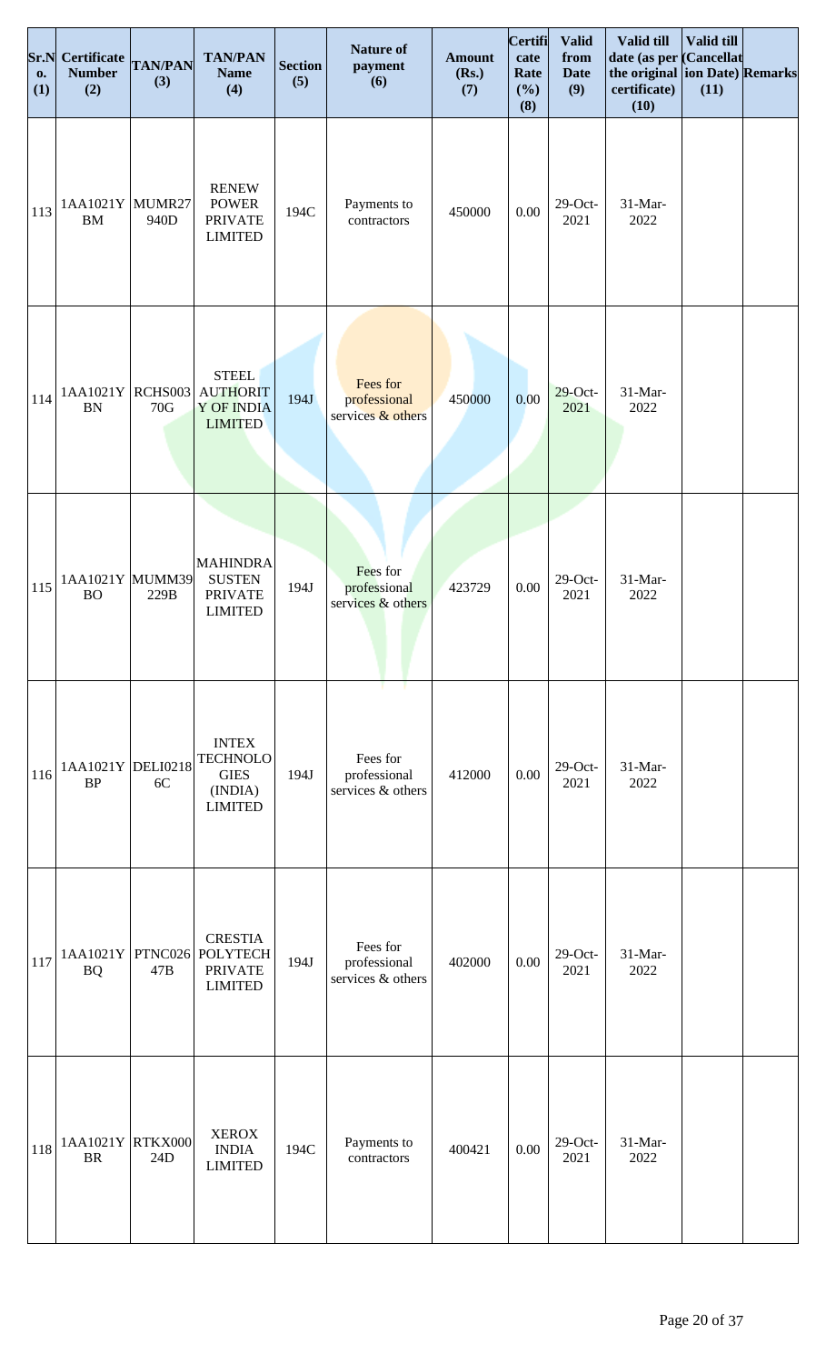| Sr.No. (1) | Certificate Number (2) | TAN/PAN (3) | TAN/PAN Name (4) | Section (5) | Nature of payment (6) | Amount (Rs.) (7) | Certificate Rate (%) (8) | Valid from Date (9) | Valid till date (as per the original certificate) (10) | Valid till (Cancellation Date) (11) | Remarks |
|---|---|---|---|---|---|---|---|---|---|---|---|
| 113 | 1AA1021YBM | MUMR27940D | RENEW POWER PRIVATE LIMITED | 194C | Payments to contractors | 450000 | 0.00 | 29-Oct-2021 | 31-Mar-2022 | | |
| 114 | 1AA1021YBN | RCHS00370G | STEEL AUTHORITY OF INDIA LIMITED | 194J | Fees for professional services & others | 450000 | 0.00 | 29-Oct-2021 | 31-Mar-2022 | | |
| 115 | 1AA1021YBO | MUMM39229B | MAHINDRA SUSTEN PRIVATE LIMITED | 194J | Fees for professional services & others | 423729 | 0.00 | 29-Oct-2021 | 31-Mar-2022 | | |
| 116 | 1AA1021YBP | DELI02186C | INTEX TECHNOLOGIES (INDIA) LIMITED | 194J | Fees for professional services & others | 412000 | 0.00 | 29-Oct-2021 | 31-Mar-2022 | | |
| 117 | 1AA1021YBQ | PTNC02647B | CRESTIA POLYTECH PRIVATE LIMITED | 194J | Fees for professional services & others | 402000 | 0.00 | 29-Oct-2021 | 31-Mar-2022 | | |
| 118 | 1AA1021YBR | RTKX00024D | XEROX INDIA LIMITED | 194C | Payments to contractors | 400421 | 0.00 | 29-Oct-2021 | 31-Mar-2022 | | |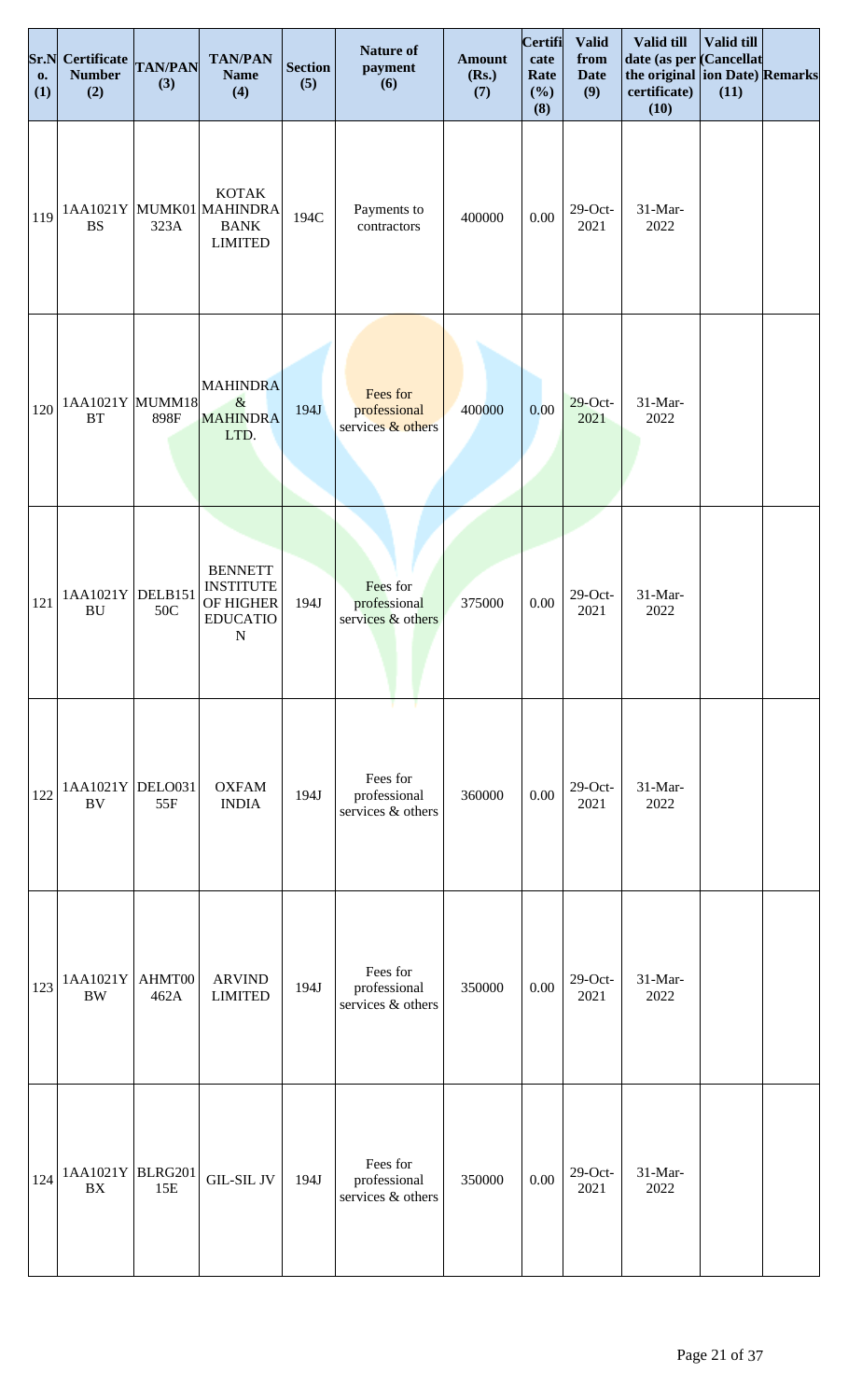| Sr.No. (1) | Certificate Number (2) | TAN/PAN (3) | TAN/PAN Name (4) | Section (5) | Nature of payment (6) | Amount (Rs.) (7) | Certificate Rate (%) (8) | Valid from Date (9) | Valid till date (as per the original certificate) (10) | Valid till (Cancellation Date) (11) | Remarks |
|---|---|---|---|---|---|---|---|---|---|---|---|
| 119 | 1AA1021YBS | MUMK01323A | KOTAK MAHINDRA BANK LIMITED | 194C | Payments to contractors | 400000 | 0.00 | 29-Oct-2021 | 31-Mar-2022 | | |
| 120 | 1AA1021YBT | MUMM18898F | MAHINDRA & MAHINDRA LTD. | 194J | Fees for professional services & others | 400000 | 0.00 | 29-Oct-2021 | 31-Mar-2022 | | |
| 121 | 1AA1021YBU | DELB15150C | BENNETT INSTITUTE OF HIGHER EDUCATION | 194J | Fees for professional services & others | 375000 | 0.00 | 29-Oct-2021 | 31-Mar-2022 | | |
| 122 | 1AA1021YBV | DELO03155F | OXFAM INDIA | 194J | Fees for professional services & others | 360000 | 0.00 | 29-Oct-2021 | 31-Mar-2022 | | |
| 123 | 1AA1021YBW | AHMT00462A | ARVIND LIMITED | 194J | Fees for professional services & others | 350000 | 0.00 | 29-Oct-2021 | 31-Mar-2022 | | |
| 124 | 1AA1021YBX | BLRG20115E | GIL-SIL JV | 194J | Fees for professional services & others | 350000 | 0.00 | 29-Oct-2021 | 31-Mar-2022 | | |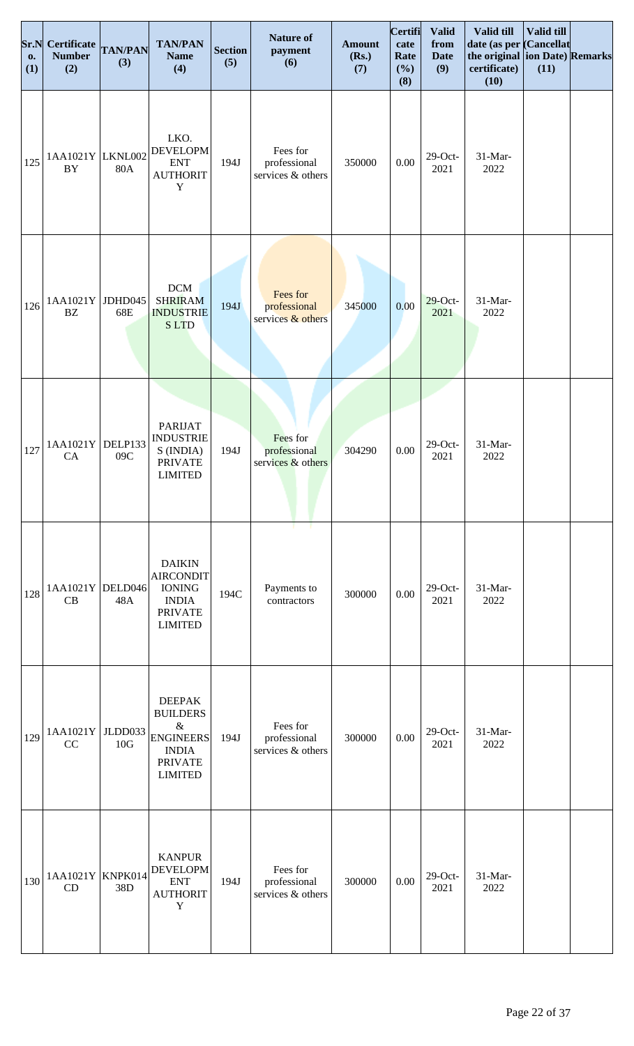| Sr.No. (1) | Certificate Number (2) | TAN/PAN (3) | TAN/PAN Name (4) | Section (5) | Nature of payment (6) | Amount (Rs.) (7) | Certificate Rate (%) (8) | Valid from Date (9) | Valid till date (as per the original certificate) (10) | Valid till (Cancellation Date) (11) | Remarks |
|---|---|---|---|---|---|---|---|---|---|---|---|
| 125 | 1AA1021YBY | LKNL00280A | LKO. DEVELOPMENT AUTHORITY | 194J | Fees for professional services & others | 350000 | 0.00 | 29-Oct-2021 | 31-Mar-2022 | | |
| 126 | 1AA1021YBZ | JDHD04568E | DCM SHRIRAM INDUSTRIES LTD | 194J | Fees for professional services & others | 345000 | 0.00 | 29-Oct-2021 | 31-Mar-2022 | | |
| 127 | 1AA1021YCA | DELP13309C | PARIJAT INDUSTRIES (INDIA) PRIVATE LIMITED | 194J | Fees for professional services & others | 304290 | 0.00 | 29-Oct-2021 | 31-Mar-2022 | | |
| 128 | 1AA1021YCB | DELD04648A | DAIKIN AIRCONDITIONING INDIA PRIVATE LIMITED | 194C | Payments to contractors | 300000 | 0.00 | 29-Oct-2021 | 31-Mar-2022 | | |
| 129 | 1AA1021YCC | JLDD03310G | DEEPAK BUILDERS & ENGINEERS INDIA PRIVATE LIMITED | 194J | Fees for professional services & others | 300000 | 0.00 | 29-Oct-2021 | 31-Mar-2022 | | |
| 130 | 1AA1021YCD | KNPK01438D | KANPUR DEVELOPMENT AUTHORITY | 194J | Fees for professional services & others | 300000 | 0.00 | 29-Oct-2021 | 31-Mar-2022 | | |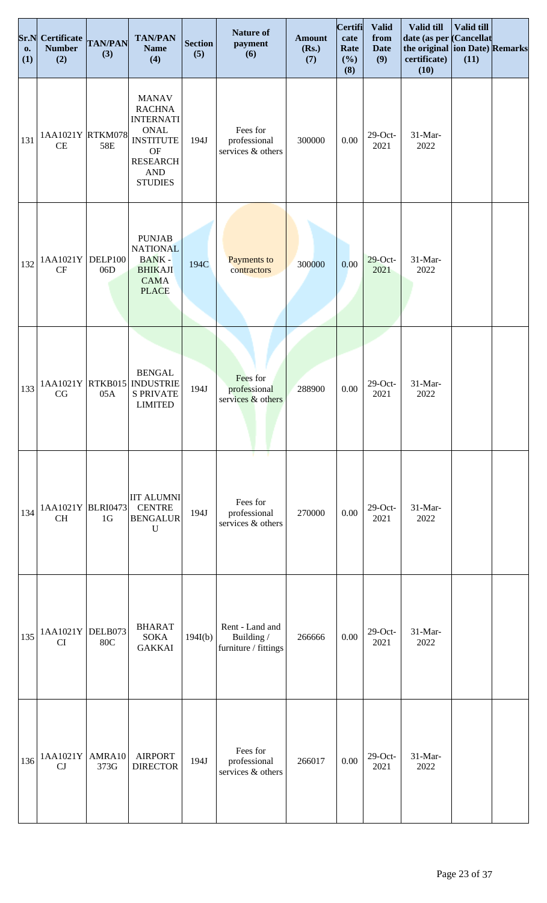| Sr.No. (1) | Certificate Number (2) | TAN/PAN (3) | TAN/PAN Name (4) | Section (5) | Nature of payment (6) | Amount (Rs.) (7) | Certificate Rate (%) (8) | Valid from Date (9) | Valid till date (as per the original certificate) (10) | Valid till (Cancellation Date) (11) | Remarks |
|---|---|---|---|---|---|---|---|---|---|---|---|
| 131 | 1AA1021YCE | RTKM07858E | MANAV RACHNA INTERNATIONAL INSTITUTE OF RESEARCH AND STUDIES | 194J | Fees for professional services & others | 300000 | 0.00 | 29-Oct-2021 | 31-Mar-2022 | | |
| 132 | 1AA1021YCF | DELP10006D | PUNJAB NATIONAL BANK - BHIKAJI CAMA PLACE | 194C | Payments to contractors | 300000 | 0.00 | 29-Oct-2021 | 31-Mar-2022 | | |
| 133 | 1AA1021YCG | RTKB01505A | BENGAL INDUSTRIES PRIVATE LIMITED | 194J | Fees for professional services & others | 288900 | 0.00 | 29-Oct-2021 | 31-Mar-2022 | | |
| 134 | 1AA1021YCH | BLRI04731G | IIT ALUMNI CENTRE BENGALURU | 194J | Fees for professional services & others | 270000 | 0.00 | 29-Oct-2021 | 31-Mar-2022 | | |
| 135 | 1AA1021YCI | DELB07380C | BHARAT SOKA GAKKAI | 194I(b) | Rent - Land and Building / furniture / fittings | 266666 | 0.00 | 29-Oct-2021 | 31-Mar-2022 | | |
| 136 | 1AA1021YCJ | AMRA10373G | AIRPORT DIRECTOR | 194J | Fees for professional services & others | 266017 | 0.00 | 29-Oct-2021 | 31-Mar-2022 | | |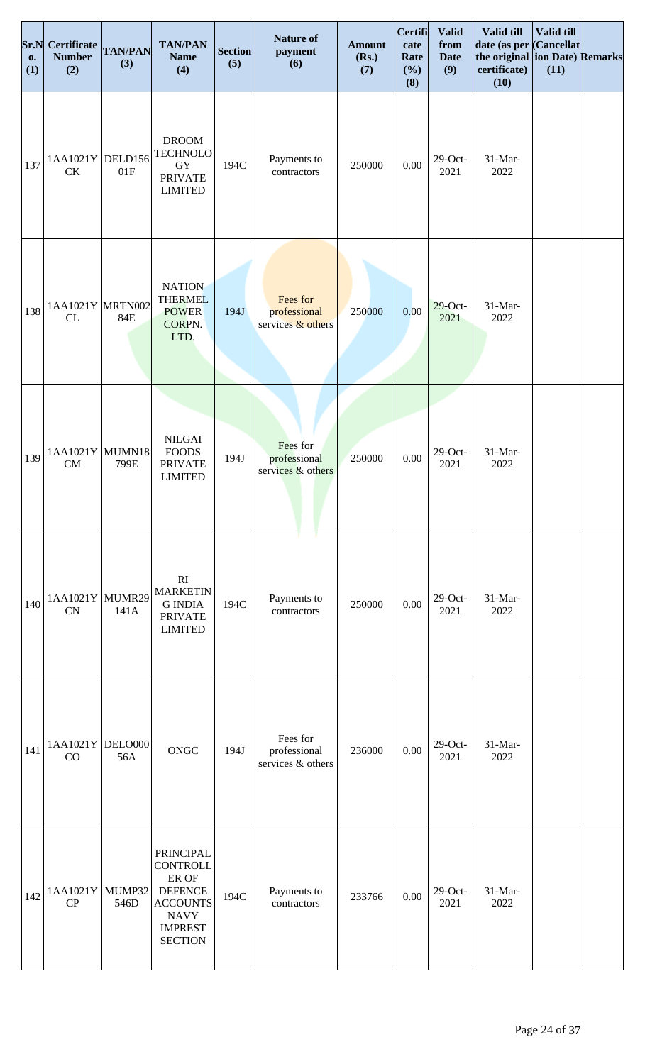| Sr.No. (1) | Certificate Number (2) | TAN/PAN (3) | TAN/PAN Name (4) | Section (5) | Nature of payment (6) | Amount (Rs.) (7) | Certificate Rate (%) (8) | Valid from Date (9) | Valid till date (as per the original certificate) (10) | Valid till (Cancellation Date) (11) | Remarks |
|---|---|---|---|---|---|---|---|---|---|---|---|
| 137 | 1AA1021YCK | DELD15601F | DROOM TECHNOLOGY PRIVATE LIMITED | 194C | Payments to contractors | 250000 | 0.00 | 29-Oct-2021 | 31-Mar-2022 | | |
| 138 | 1AA1021YCL | MRTN00284E | NATION THERMEL POWER CORPN. LTD. | 194J | Fees for professional services & others | 250000 | 0.00 | 29-Oct-2021 | 31-Mar-2022 | | |
| 139 | 1AA1021YCM | MUMN18799E | NILGAI FOODS PRIVATE LIMITED | 194J | Fees for professional services & others | 250000 | 0.00 | 29-Oct-2021 | 31-Mar-2022 | | |
| 140 | 1AA1021YCN | MUMR29141A | RI MARKETING INDIA PRIVATE LIMITED | 194C | Payments to contractors | 250000 | 0.00 | 29-Oct-2021 | 31-Mar-2022 | | |
| 141 | 1AA1021YCO | DELO00056A | ONGC | 194J | Fees for professional services & others | 236000 | 0.00 | 29-Oct-2021 | 31-Mar-2022 | | |
| 142 | 1AA1021YCP | MUMP32546D | PRINCIPAL CONTROLLER OF DEFENCE ACCOUNTS NAVY IMPREST SECTION | 194C | Payments to contractors | 233766 | 0.00 | 29-Oct-2021 | 31-Mar-2022 | | |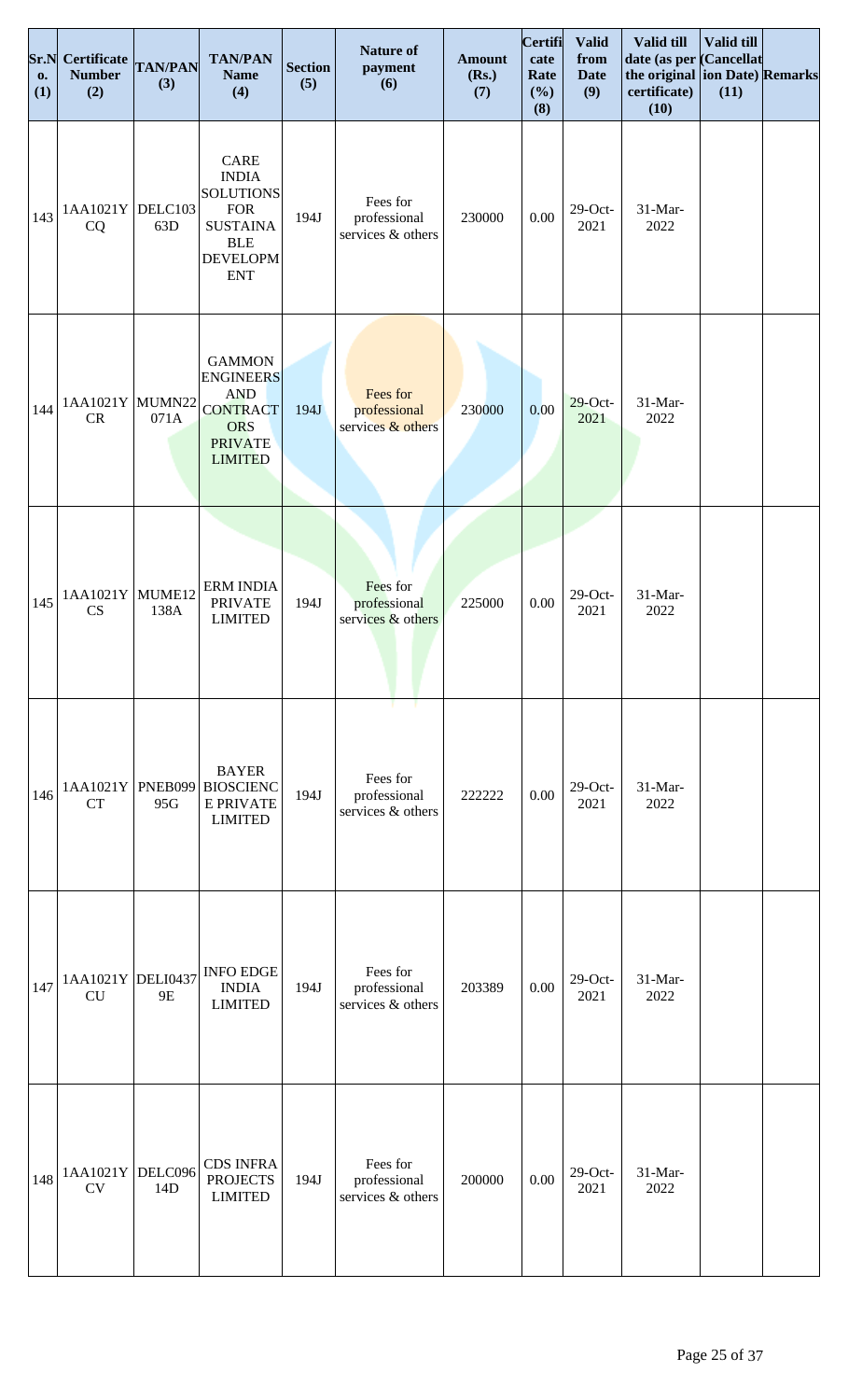| Sr.No. (1) | Certificate Number (2) | TAN/PAN (3) | TAN/PAN Name (4) | Section (5) | Nature of payment (6) | Amount (Rs.) (7) | Certificate Rate (%) (8) | Valid from Date (9) | Valid till date (as per the original certificate) (10) | Valid till (Cancellation Date) (11) | Remarks |
|---|---|---|---|---|---|---|---|---|---|---|---|
| 143 | 1AA1021YCQ | DELC10363D | CARE INDIA SOLUTIONS FOR SUSTAINABLE DEVELOPMENT | 194J | Fees for professional services & others | 230000 | 0.00 | 29-Oct-2021 | 31-Mar-2022 | | |
| 144 | 1AA1021YCR | MUMN22071A | GAMMON ENGINEERS AND CONTRACTORS PRIVATE LIMITED | 194J | Fees for professional services & others | 230000 | 0.00 | 29-Oct-2021 | 31-Mar-2022 | | |
| 145 | 1AA1021YCS | MUME12138A | ERM INDIA PRIVATE LIMITED | 194J | Fees for professional services & others | 225000 | 0.00 | 29-Oct-2021 | 31-Mar-2022 | | |
| 146 | 1AA1021YCT | PNEB09995G | BAYER BIOSCIENCE PRIVATE LIMITED | 194J | Fees for professional services & others | 222222 | 0.00 | 29-Oct-2021 | 31-Mar-2022 | | |
| 147 | 1AA1021YCU | DELI04379E | INFO EDGE INDIA LIMITED | 194J | Fees for professional services & others | 203389 | 0.00 | 29-Oct-2021 | 31-Mar-2022 | | |
| 148 | 1AA1021YCV | DELC09614D | CDS INFRA PROJECTS LIMITED | 194J | Fees for professional services & others | 200000 | 0.00 | 29-Oct-2021 | 31-Mar-2022 | | |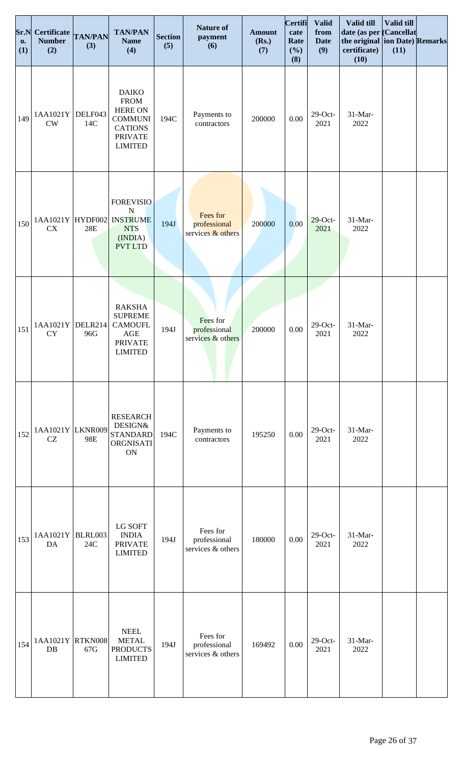| Sr.No. (1) | Certificate Number (2) | TAN/PAN (3) | TAN/PAN Name (4) | Section (5) | Nature of payment (6) | Amount (Rs.) (7) | Certificate Rate (%) (8) | Valid from Date (9) | Valid till date (as per the original certificate) (10) | Valid till (Cancellation Date) (11) | Remarks |
|---|---|---|---|---|---|---|---|---|---|---|---|
| 149 | 1AA1021YCW | DELF04314C | DAIKO FROM HERE ON COMMUNICATIONS PRIVATE LIMITED | 194C | Payments to contractors | 200000 | 0.00 | 29-Oct-2021 | 31-Mar-2022 | | |
| 150 | 1AA1021YCX | HYDF00228E | FOREVISION INSTRUMENTS (INDIA) PVT LTD | 194J | Fees for professional services & others | 200000 | 0.00 | 29-Oct-2021 | 31-Mar-2022 | | |
| 151 | 1AA1021YCY | DELR21496G | RAKSHA SUPREME CAMOUFLAGE PRIVATE LIMITED | 194J | Fees for professional services & others | 200000 | 0.00 | 29-Oct-2021 | 31-Mar-2022 | | |
| 152 | 1AA1021YCZ | LKNR00998E | RESEARCH DESIGN& STANDARD ORGNISATION | 194C | Payments to contractors | 195250 | 0.00 | 29-Oct-2021 | 31-Mar-2022 | | |
| 153 | 1AA1021YDA | BLRL00324C | LG SOFT INDIA PRIVATE LIMITED | 194J | Fees for professional services & others | 180000 | 0.00 | 29-Oct-2021 | 31-Mar-2022 | | |
| 154 | 1AA1021YDB | RTKN00867G | NEEL METAL PRODUCTS LIMITED | 194J | Fees for professional services & others | 169492 | 0.00 | 29-Oct-2021 | 31-Mar-2022 | | |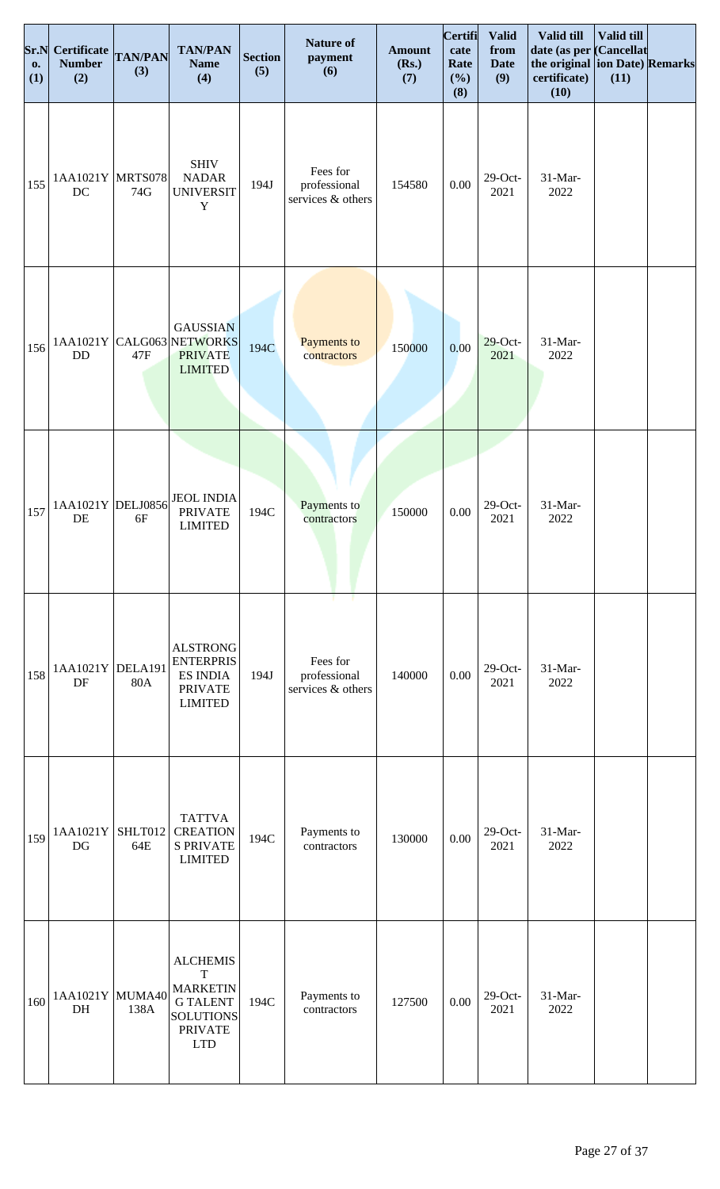| Sr.No. (1) | Certificate Number (2) | TAN/PAN (3) | TAN/PAN Name (4) | Section (5) | Nature of payment (6) | Amount (Rs.) (7) | Certificate Rate (%) (8) | Valid from Date (9) | Valid till date (as per the original certificate) (10) | Valid till (Cancellation Date) (11) | Remarks |
|---|---|---|---|---|---|---|---|---|---|---|---|
| 155 | 1AA1021YDC | MRTS07874G | SHIV NADAR UNIVERSITY | 194J | Fees for professional services & others | 154580 | 0.00 | 29-Oct-2021 | 31-Mar-2022 | | |
| 156 | 1AA1021YDD | CALG06347F | GAUSSIAN NETWORKS PRIVATE LIMITED | 194C | Payments to contractors | 150000 | 0.00 | 29-Oct-2021 | 31-Mar-2022 | | |
| 157 | 1AA1021YDE | DELJ08566F | JEOL INDIA PRIVATE LIMITED | 194C | Payments to contractors | 150000 | 0.00 | 29-Oct-2021 | 31-Mar-2022 | | |
| 158 | 1AA1021YDF | DELA19180A | ALSTRONG ENTERPRISES INDIA PRIVATE LIMITED | 194J | Fees for professional services & others | 140000 | 0.00 | 29-Oct-2021 | 31-Mar-2022 | | |
| 159 | 1AA1021YDG | SHLT01264E | TATTVA CREATIONS PRIVATE LIMITED | 194C | Payments to contractors | 130000 | 0.00 | 29-Oct-2021 | 31-Mar-2022 | | |
| 160 | 1AA1021YDH | MUMA40138A | ALCHEMIST MARKETING TALENT SOLUTIONS PRIVATE LTD | 194C | Payments to contractors | 127500 | 0.00 | 29-Oct-2021 | 31-Mar-2022 | | |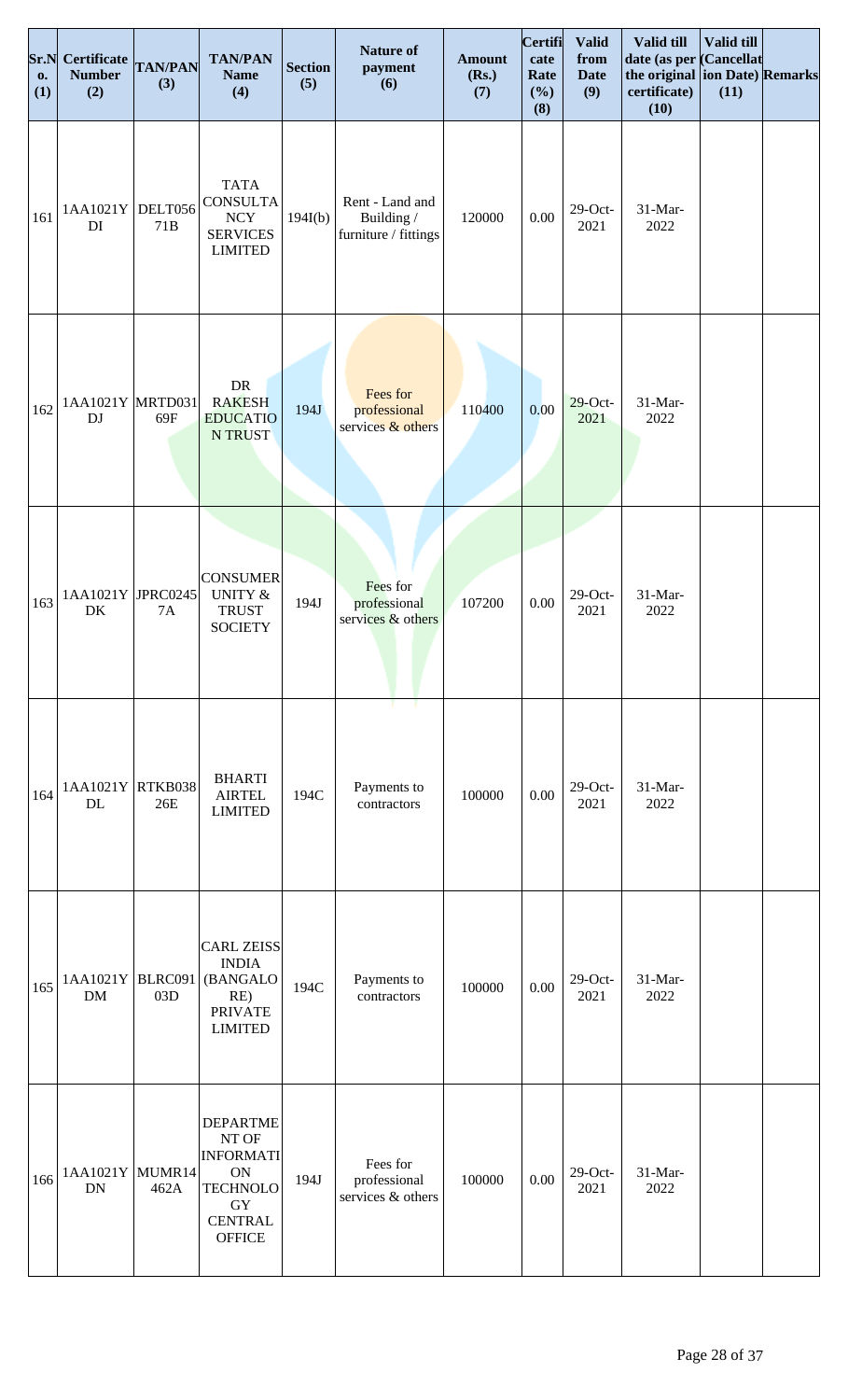| Sr.No. (1) | Certificate Number (2) | TAN/PAN (3) | TAN/PAN Name (4) | Section (5) | Nature of payment (6) | Amount (Rs.) (7) | Certificate Rate (%) (8) | Valid from Date (9) | Valid till date (as per the original certificate) (10) | Valid till (Cancellation Date) (11) | Remarks |
|---|---|---|---|---|---|---|---|---|---|---|---|
| 161 | 1AA1021YDI | DELT05671B | TATA CONSULTANCY SERVICES LIMITED | 194I(b) | Rent - Land and Building / furniture / fittings | 120000 | 0.00 | 29-Oct-2021 | 31-Mar-2022 | | |
| 162 | 1AA1021YDJ | MRTD03169F | DR RAKESH EDUCATION TRUST | 194J | Fees for professional services & others | 110400 | 0.00 | 29-Oct-2021 | 31-Mar-2022 | | |
| 163 | 1AA1021YDK | JPRC02457A | CONSUMER UNITY & TRUST SOCIETY | 194J | Fees for professional services & others | 107200 | 0.00 | 29-Oct-2021 | 31-Mar-2022 | | |
| 164 | 1AA1021YDL | RTKB03826E | BHARTI AIRTEL LIMITED | 194C | Payments to contractors | 100000 | 0.00 | 29-Oct-2021 | 31-Mar-2022 | | |
| 165 | 1AA1021YDM | BLRC09103D | CARL ZEISS INDIA (BANGALORE) PRIVATE LIMITED | 194C | Payments to contractors | 100000 | 0.00 | 29-Oct-2021 | 31-Mar-2022 | | |
| 166 | 1AA1021YDN | MUMR14462A | DEPARTMENT OF INFORMATION TECHNOLOGY CENTRAL OFFICE | 194J | Fees for professional services & others | 100000 | 0.00 | 29-Oct-2021 | 31-Mar-2022 | | |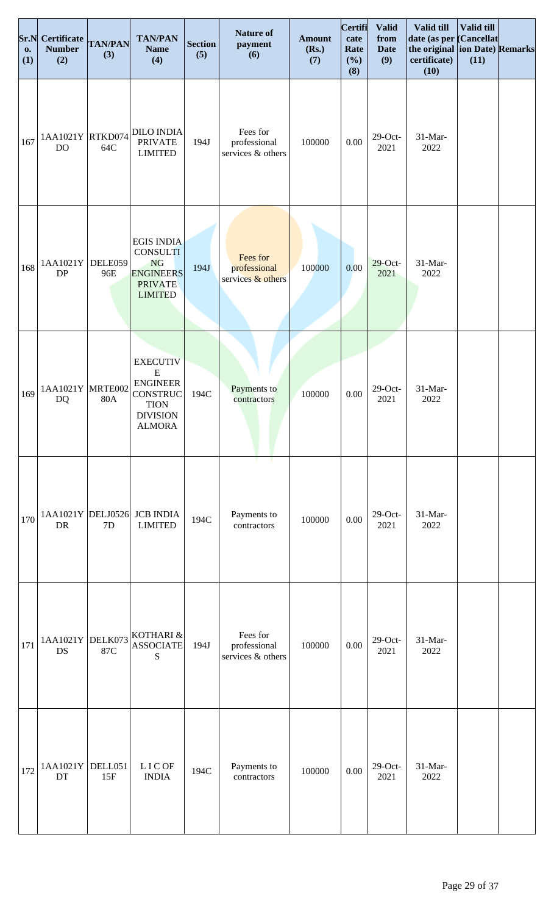| Sr.No. (1) | Certificate Number (2) | TAN/PAN (3) | TAN/PAN Name (4) | Section (5) | Nature of payment (6) | Amount (Rs.) (7) | Certificate Rate (%) (8) | Valid from Date (9) | Valid till date (as per the original certificate) (10) | Valid till (Cancellation Date) (11) | Remarks |
|---|---|---|---|---|---|---|---|---|---|---|---|
| 167 | 1AA1021YDO | RTKD07464C | DILO INDIA PRIVATE LIMITED | 194J | Fees for professional services & others | 100000 | 0.00 | 29-Oct-2021 | 31-Mar-2022 | | |
| 168 | 1AA1021YDP | DELE05996E | EGIS INDIA CONSULTING ENGINEERS PRIVATE LIMITED | 194J | Fees for professional services & others | 100000 | 0.00 | 29-Oct-2021 | 31-Mar-2022 | | |
| 169 | 1AA1021YDQ | MRTE00280A | EXECUTIVE ENGINEER CONSTRUCTION DIVISION ALMORA | 194C | Payments to contractors | 100000 | 0.00 | 29-Oct-2021 | 31-Mar-2022 | | |
| 170 | 1AA1021YDR | DELJ05267D | JCB INDIA LIMITED | 194C | Payments to contractors | 100000 | 0.00 | 29-Oct-2021 | 31-Mar-2022 | | |
| 171 | 1AA1021YDS | DELK07387C | KOTHARI & ASSOCIATES | 194J | Fees for professional services & others | 100000 | 0.00 | 29-Oct-2021 | 31-Mar-2022 | | |
| 172 | 1AA1021YDT | DELL05115F | L I C OF INDIA | 194C | Payments to contractors | 100000 | 0.00 | 29-Oct-2021 | 31-Mar-2022 | | |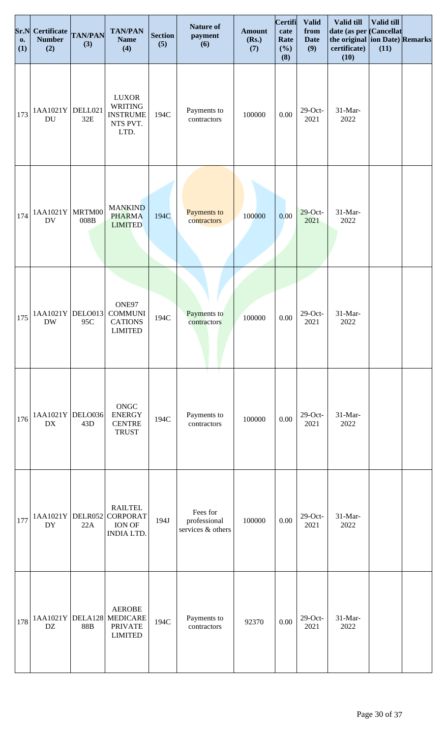| Sr.No. (1) | Certificate Number (2) | TAN/PAN (3) | TAN/PAN Name (4) | Section (5) | Nature of payment (6) | Amount (Rs.) (7) | Certificate Rate (%) (8) | Valid from Date (9) | Valid till date (as per the original certificate) (10) | Valid till (Cancellation Date) (11) | Remarks |
|---|---|---|---|---|---|---|---|---|---|---|---|
| 173 | 1AA1021YDU | DELL02132E | LUXOR WRITING INSTRUMENTS PVT. LTD. | 194C | Payments to contractors | 100000 | 0.00 | 29-Oct-2021 | 31-Mar-2022 | | |
| 174 | 1AA1021YDV | MRTM00008B | MANKIND PHARMA LIMITED | 194C | Payments to contractors | 100000 | 0.00 | 29-Oct-2021 | 31-Mar-2022 | | |
| 175 | 1AA1021YDW | DELO01395C | ONE97 COMMUNICATIONS LIMITED | 194C | Payments to contractors | 100000 | 0.00 | 29-Oct-2021 | 31-Mar-2022 | | |
| 176 | 1AA1021YDX | DELO03643D | ONGC ENERGY CENTRE TRUST | 194C | Payments to contractors | 100000 | 0.00 | 29-Oct-2021 | 31-Mar-2022 | | |
| 177 | 1AA1021YDY | DELR05222A | RAILTEL CORPORATION OF INDIA LTD. | 194J | Fees for professional services & others | 100000 | 0.00 | 29-Oct-2021 | 31-Mar-2022 | | |
| 178 | 1AA1021YDZ | DELA12888B | AEROBE MEDICARE PRIVATE LIMITED | 194C | Payments to contractors | 92370 | 0.00 | 29-Oct-2021 | 31-Mar-2022 | | |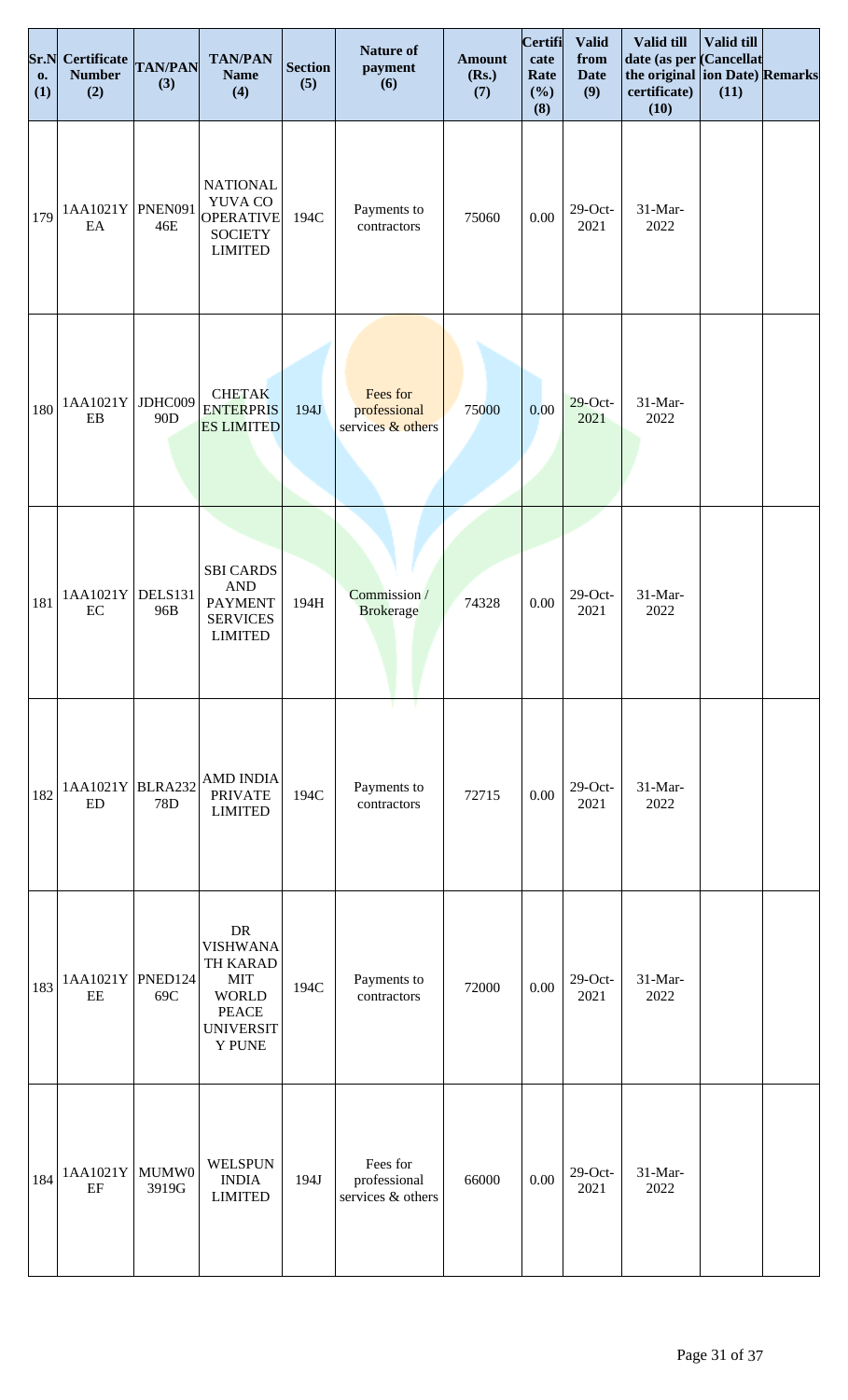| Sr.No. (1) | Certificate Number (2) | TAN/PAN (3) | TAN/PAN Name (4) | Section (5) | Nature of payment (6) | Amount (Rs.) (7) | Certificate Rate (%) (8) | Valid from Date (9) | Valid till date (as per the original certificate) (10) | Valid till (Cancellation Date) (11) | Remarks |
|---|---|---|---|---|---|---|---|---|---|---|---|
| 179 | 1AA1021YEA | PNEN09146E | NATIONAL YUVA CO OPERATIVE SOCIETY LIMITED | 194C | Payments to contractors | 75060 | 0.00 | 29-Oct-2021 | 31-Mar-2022 | | |
| 180 | 1AA1021YEB | JDHC00990D | CHETAK ENTERPRISES LIMITED | 194J | Fees for professional services & others | 75000 | 0.00 | 29-Oct-2021 | 31-Mar-2022 | | |
| 181 | 1AA1021YEC | DELS13196B | SBI CARDS AND PAYMENT SERVICES LIMITED | 194H | Commission / Brokerage | 74328 | 0.00 | 29-Oct-2021 | 31-Mar-2022 | | |
| 182 | 1AA1021YED | BLRA23278D | AMD INDIA PRIVATE LIMITED | 194C | Payments to contractors | 72715 | 0.00 | 29-Oct-2021 | 31-Mar-2022 | | |
| 183 | 1AA1021YEE | PNED12469C | DR VISHWANATH KARAD MIT WORLD PEACE UNIVERSITY PUNE | 194C | Payments to contractors | 72000 | 0.00 | 29-Oct-2021 | 31-Mar-2022 | | |
| 184 | 1AA1021YEF | MUMW03919G | WELSPUN INDIA LIMITED | 194J | Fees for professional services & others | 66000 | 0.00 | 29-Oct-2021 | 31-Mar-2022 | | |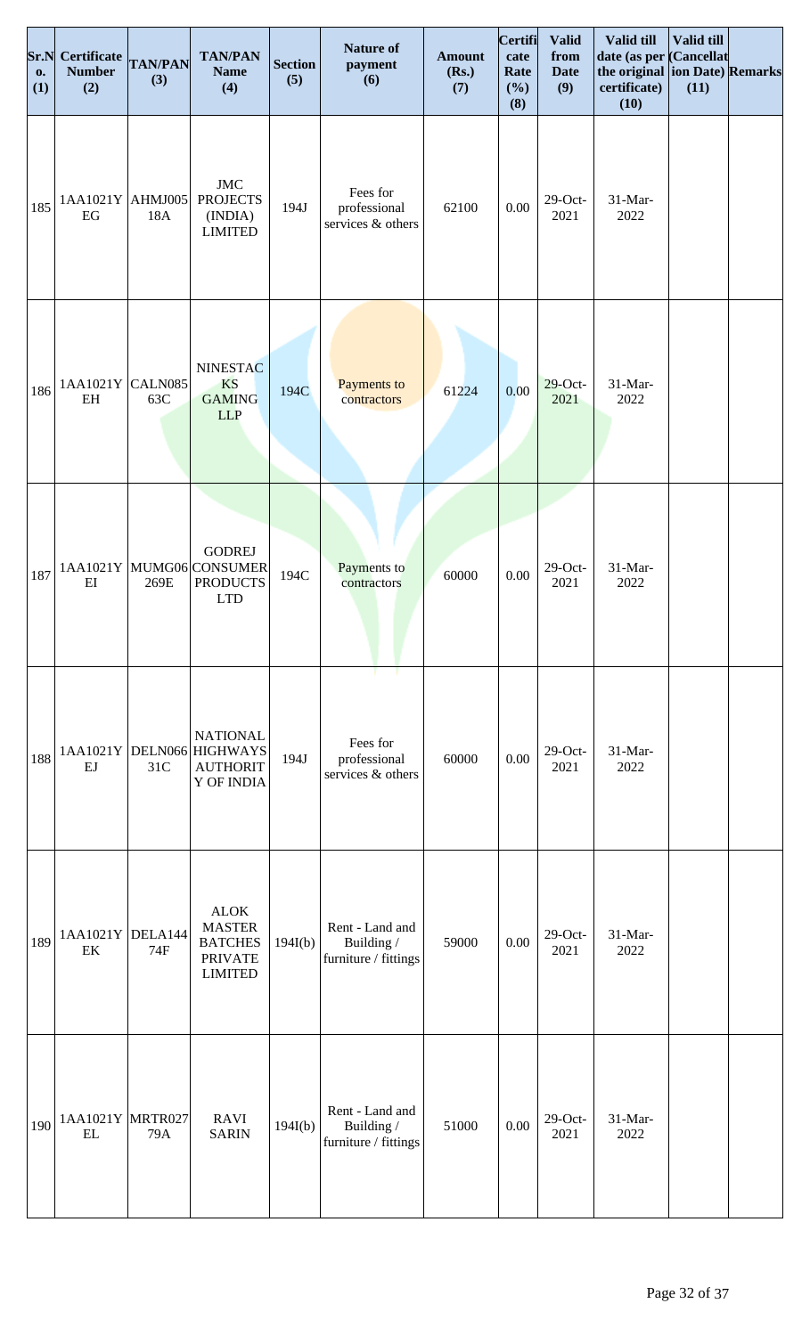| Sr.No. (1) | Certificate Number (2) | TAN/PAN (3) | TAN/PAN Name (4) | Section (5) | Nature of payment (6) | Amount (Rs.) (7) | Certificate Rate (%) (8) | Valid from Date (9) | Valid till date (as per the original certificate) (10) | Valid till (Cancellation Date) (11) | Remarks |
|---|---|---|---|---|---|---|---|---|---|---|---|
| 185 | 1AA1021YEG | AHMJ00518A | JMC PROJECTS (INDIA) LIMITED | 194J | Fees for professional services & others | 62100 | 0.00 | 29-Oct-2021 | 31-Mar-2022 | | |
| 186 | 1AA1021YEH | CALN08563C | NINESTACKS GAMING LLP | 194C | Payments to contractors | 61224 | 0.00 | 29-Oct-2021 | 31-Mar-2022 | | |
| 187 | 1AA1021YEI | MUMG06269E | GODREJ CONSUMER PRODUCTS LTD | 194C | Payments to contractors | 60000 | 0.00 | 29-Oct-2021 | 31-Mar-2022 | | |
| 188 | 1AA1021YEJ | DELN06631C | NATIONAL HIGHWAYS AUTHORITY OF INDIA | 194J | Fees for professional services & others | 60000 | 0.00 | 29-Oct-2021 | 31-Mar-2022 | | |
| 189 | 1AA1021YEK | DELA14474F | ALOK MASTER BATCHES PRIVATE LIMITED | 194I(b) | Rent - Land and Building / furniture / fittings | 59000 | 0.00 | 29-Oct-2021 | 31-Mar-2022 | | |
| 190 | 1AA1021YEL | MRTR02779A | RAVI SARIN | 194I(b) | Rent - Land and Building / furniture / fittings | 51000 | 0.00 | 29-Oct-2021 | 31-Mar-2022 | | |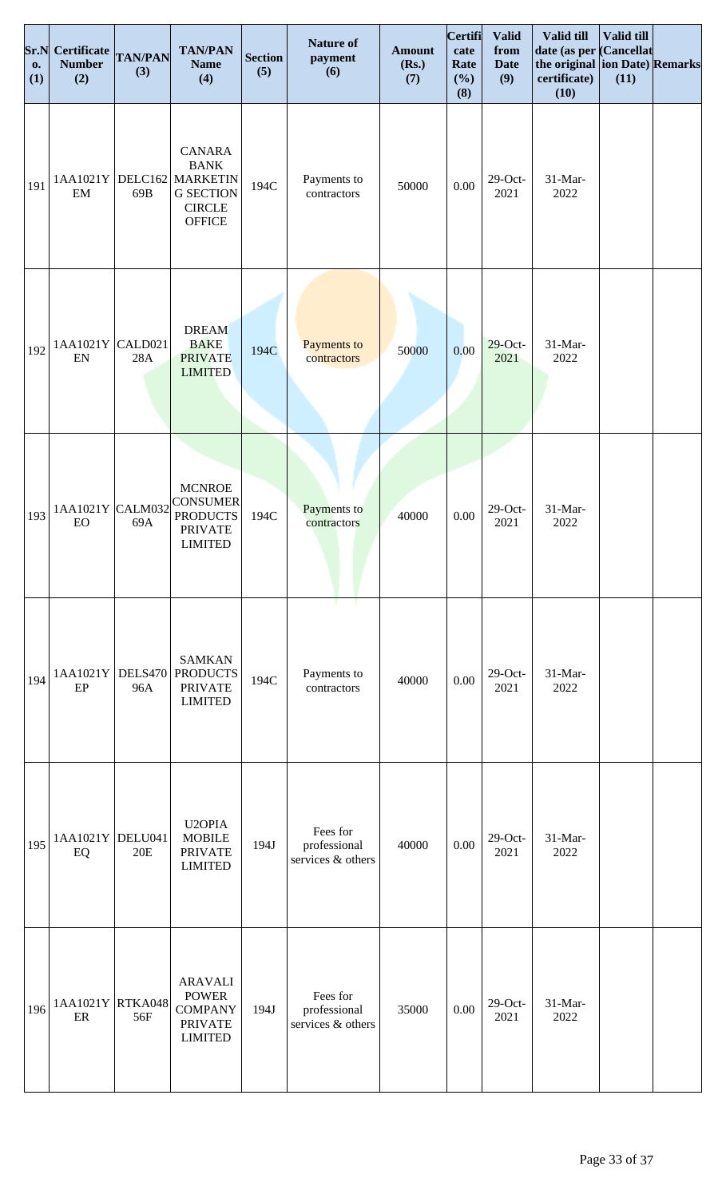| Sr.No. (1) | Certificate Number (2) | TAN/PAN (3) | TAN/PAN Name (4) | Section (5) | Nature of payment (6) | Amount (Rs.) (7) | Certificate Rate (%) (8) | Valid from Date (9) | Valid till date (as per the original certificate) (10) | Valid till (Cancellation Date) (11) | Remarks |
|---|---|---|---|---|---|---|---|---|---|---|---|
| 191 | 1AA1021YEM | DELC16269B | CANARA BANK MARKETING SECTION CIRCLE OFFICE | 194C | Payments to contractors | 50000 | 0.00 | 29-Oct-2021 | 31-Mar-2022 | | |
| 192 | 1AA1021YEN | CALD02128A | DREAM BAKE PRIVATE LIMITED | 194C | Payments to contractors | 50000 | 0.00 | 29-Oct-2021 | 31-Mar-2022 | | |
| 193 | 1AA1021YEO | CALM03269A | MCNROE CONSUMER PRODUCTS PRIVATE LIMITED | 194C | Payments to contractors | 40000 | 0.00 | 29-Oct-2021 | 31-Mar-2022 | | |
| 194 | 1AA1021YEP | DELS47096A | SAMKAN PRODUCTS PRIVATE LIMITED | 194C | Payments to contractors | 40000 | 0.00 | 29-Oct-2021 | 31-Mar-2022 | | |
| 195 | 1AA1021YEQ | DELU04120E | U2OPIA MOBILE PRIVATE LIMITED | 194J | Fees for professional services & others | 40000 | 0.00 | 29-Oct-2021 | 31-Mar-2022 | | |
| 196 | 1AA1021YER | RTKA04856F | ARAVALI POWER COMPANY PRIVATE LIMITED | 194J | Fees for professional services & others | 35000 | 0.00 | 29-Oct-2021 | 31-Mar-2022 | | |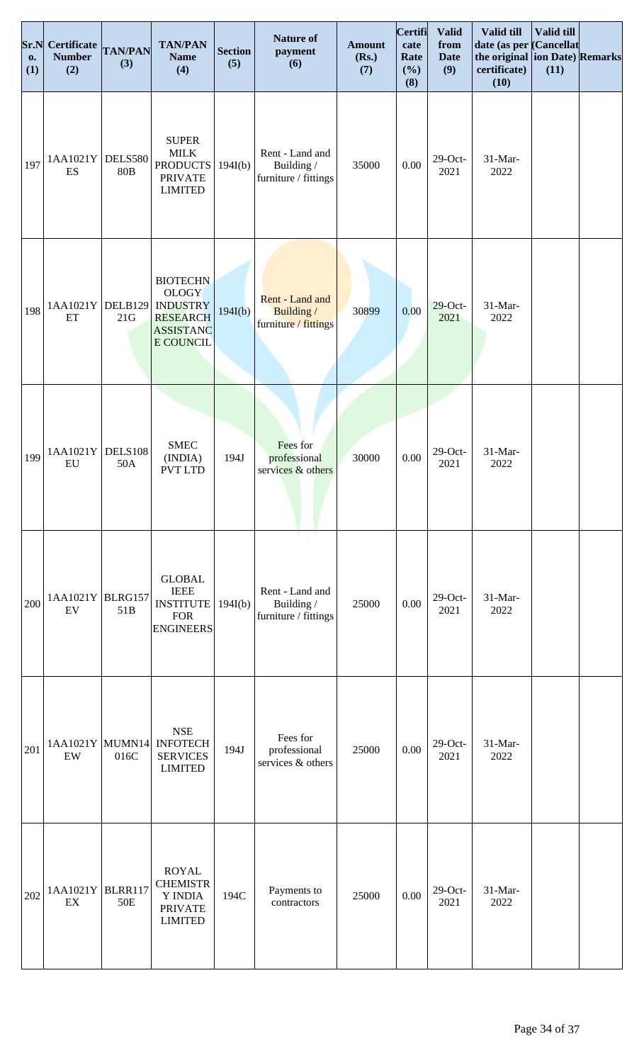| Sr.No. (1) | Certificate Number (2) | TAN/PAN (3) | TAN/PAN Name (4) | Section (5) | Nature of payment (6) | Amount (Rs.) (7) | Certificate Rate (%) (8) | Valid from Date (9) | Valid till date (as per the original certificate) (10) | Valid till (Cancellation Date) (11) | Remarks |
|---|---|---|---|---|---|---|---|---|---|---|---|
| 197 | 1AA1021YES | DELS58080B | SUPER MILK PRODUCTS PRIVATE LIMITED | 194I(b) | Rent - Land and Building / furniture / fittings | 35000 | 0.00 | 29-Oct-2021 | 31-Mar-2022 | | |
| 198 | 1AA1021YET | DELB12921G | BIOTECHNOLOGY INDUSTRY RESEARCH ASSISTANCE COUNCIL | 194I(b) | Rent - Land and Building / furniture / fittings | 30899 | 0.00 | 29-Oct-2021 | 31-Mar-2022 | | |
| 199 | 1AA1021YEU | DELS10850A | SMEC (INDIA) PVT LTD | 194J | Fees for professional services & others | 30000 | 0.00 | 29-Oct-2021 | 31-Mar-2022 | | |
| 200 | 1AA1021YEV | BLRG15751B | GLOBAL IEEE INSTITUTE FOR ENGINEERS | 194I(b) | Rent - Land and Building / furniture / fittings | 25000 | 0.00 | 29-Oct-2021 | 31-Mar-2022 | | |
| 201 | 1AA1021YEW | MUMN14016C | NSE INFOTECH SERVICES LIMITED | 194J | Fees for professional services & others | 25000 | 0.00 | 29-Oct-2021 | 31-Mar-2022 | | |
| 202 | 1AA1021YEX | BLRR11750E | ROYAL CHEMISTRY INDIA PRIVATE LIMITED | 194C | Payments to contractors | 25000 | 0.00 | 29-Oct-2021 | 31-Mar-2022 | | |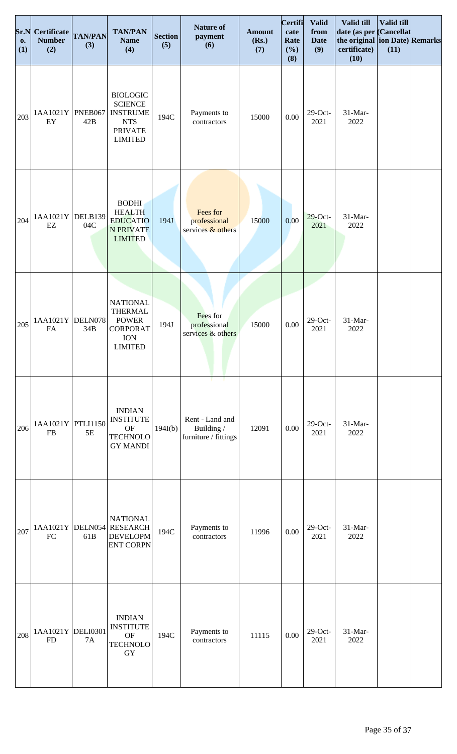| Sr.No. (1) | Certificate Number (2) | TAN/PAN (3) | TAN/PAN Name (4) | Section (5) | Nature of payment (6) | Amount (Rs.) (7) | Certificate Rate (%) (8) | Valid from Date (9) | Valid till date (as per the original certificate) (10) | Valid till (Cancellation Date) (11) | Remarks |
|---|---|---|---|---|---|---|---|---|---|---|---|
| 203 | 1AA1021YEY | PNEB06742B | BIOLOGIC SCIENCE INSTRUMENTS PRIVATE LIMITED | 194C | Payments to contractors | 15000 | 0.00 | 29-Oct-2021 | 31-Mar-2022 | | |
| 204 | 1AA1021YEZ | DELB13904C | BODHI HEALTH EDUCATION PRIVATE LIMITED | 194J | Fees for professional services & others | 15000 | 0.00 | 29-Oct-2021 | 31-Mar-2022 | | |
| 205 | 1AA1021YFA | DELN07834B | NATIONAL THERMAL POWER CORPORATION LIMITED | 194J | Fees for professional services & others | 15000 | 0.00 | 29-Oct-2021 | 31-Mar-2022 | | |
| 206 | 1AA1021YFB | PTLI11505E | INDIAN INSTITUTE OF TECHNOLOGY MANDI | 194I(b) | Rent - Land and Building / furniture / fittings | 12091 | 0.00 | 29-Oct-2021 | 31-Mar-2022 | | |
| 207 | 1AA1021YFC | DELN05461B | NATIONAL RESEARCH DEVELOPMENT CORPN | 194C | Payments to contractors | 11996 | 0.00 | 29-Oct-2021 | 31-Mar-2022 | | |
| 208 | 1AA1021YFD | DELI03017A | INDIAN INSTITUTE OF TECHNOLOGY | 194C | Payments to contractors | 11115 | 0.00 | 29-Oct-2021 | 31-Mar-2022 | | |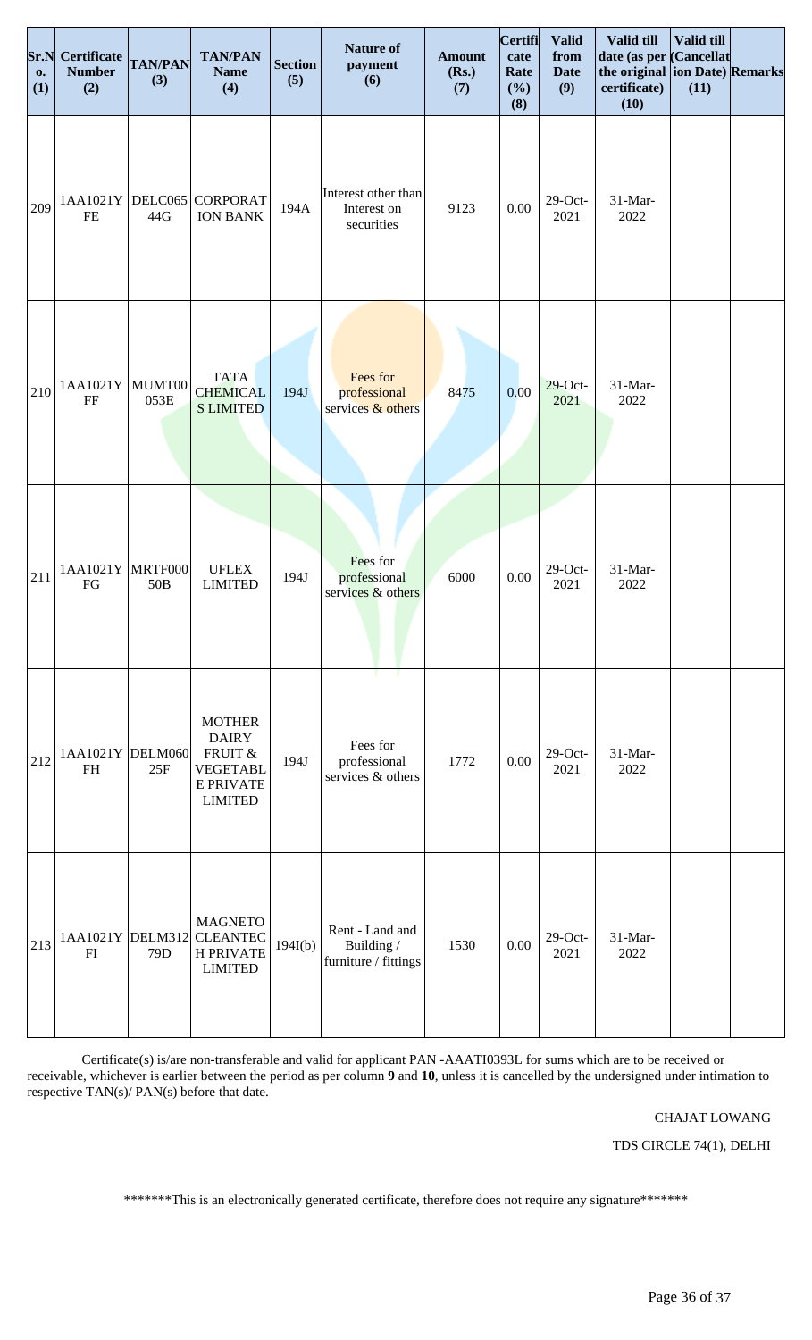| Sr.No. (1) | Certificate Number (2) | TAN/PAN (3) | TAN/PAN Name (4) | Section (5) | Nature of payment (6) | Amount (Rs.) (7) | Certificate Rate (%) (8) | Valid from Date (9) | Valid till date (as per the original certificate) (10) | Valid till (Cancellation Date) (11) | Remarks |
|---|---|---|---|---|---|---|---|---|---|---|---|
| 209 | 1AA1021YFE | DELC06544G | CORPORATION BANK | 194A | Interest other than Interest on securities | 9123 | 0.00 | 29-Oct-2021 | 31-Mar-2022 | | |
| 210 | 1AA1021YFF | MUMT00053E | TATA CHEMICALS LIMITED | 194J | Fees for professional services & others | 8475 | 0.00 | 29-Oct-2021 | 31-Mar-2022 | | |
| 211 | 1AA1021YFG | MRTF00050B | UFLEX LIMITED | 194J | Fees for professional services & others | 6000 | 0.00 | 29-Oct-2021 | 31-Mar-2022 | | |
| 212 | 1AA1021YFH | DELM06025F | MOTHER DAIRY FRUIT & VEGETABLE PRIVATE LIMITED | 194J | Fees for professional services & others | 1772 | 0.00 | 29-Oct-2021 | 31-Mar-2022 | | |
| 213 | 1AA1021YFI | DELM31279D | MAGNETO CLEANTECH PRIVATE LIMITED | 194I(b) | Rent - Land and Building / furniture / fittings | 1530 | 0.00 | 29-Oct-2021 | 31-Mar-2022 | | |

Certificate(s) is/are non-transferable and valid for applicant PAN -AAATI0393L for sums which are to be received or receivable, whichever is earlier between the period as per column **9** and **10**, unless it is cancelled by the undersigned under intimation to respective TAN(s)/ PAN(s) before that date.

CHAJAT LOWANG

TDS CIRCLE 74(1), DELHI

*******This is an electronically generated certificate, therefore does not require any signature*******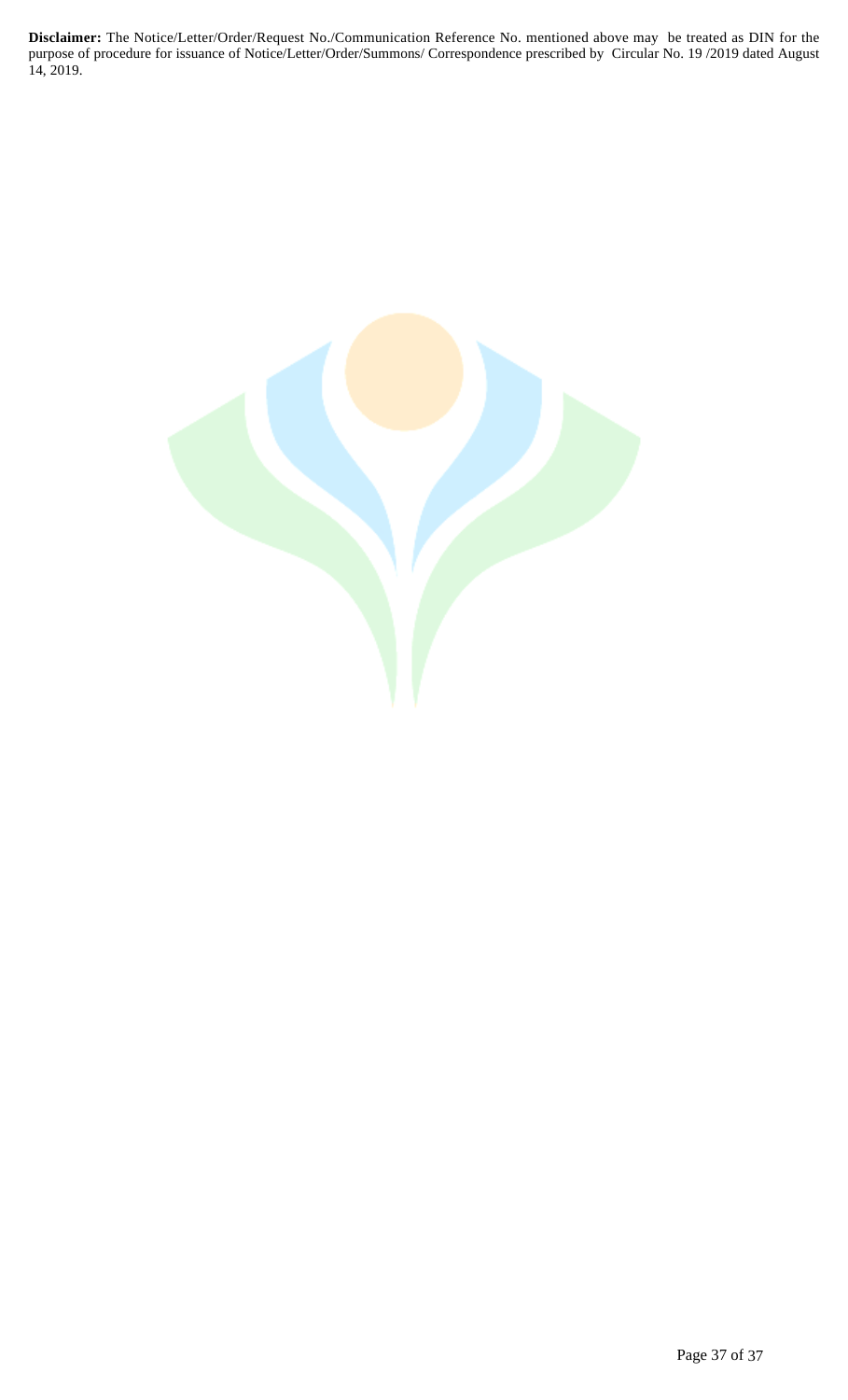**Disclaimer:** The Notice/Letter/Order/Request No./Communication Reference No. mentioned above may be treated as DIN for the purpose of procedure for issuance of Notice/Letter/Order/Summons/ Correspondence prescribed by Circular No. 19 /2019 dated August 14, 2019.